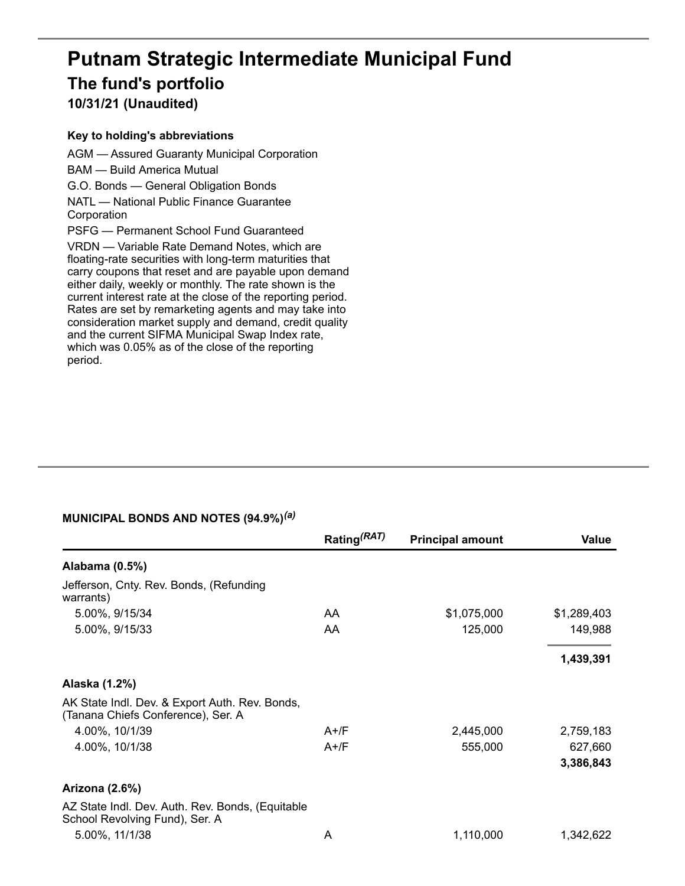# Putnam Strategic Intermediate Municipal Fund

## The fund's portfolio

### 10/31/21 (Unaudited)

**Key to holding's abbreviations**

AGM — Assured Guaranty Municipal Corporation

BAM — Build America Mutual

G.O. Bonds — General Obligation Bonds

NATL — National Public Finance Guarantee Corporation

PSFG — Permanent School Fund Guaranteed

VRDN — Variable Rate Demand Notes, which are floating-rate securities with long-term maturities that carry coupons that reset and are payable upon demand either daily, weekly or monthly. The rate shown is the current interest rate at the close of the reporting period. Rates are set by remarketing agents and may take into consideration market supply and demand, credit quality and the current SIFMA Municipal Swap Index rate, which was 0.05% as of the close of the reporting period.

**MUNICIPAL BONDS AND NOTES (94.9%)[(a)]**

| | Rating[(RAT)] | Principal amount | Value |
|---|---|---|---|
| **Alabama (0.5%)** | | | |
| Jefferson, Cnty. Rev. Bonds, (Refunding warrants) | | | |
| 5.00%, 9/15/34 | AA | $1,075,000 | $1,289,403 |
| 5.00%, 9/15/33 | AA | 125,000 | 149,988 |
| | | | **1,439,391** |
| **Alaska (1.2%)** | | | |
| AK State Indl. Dev. & Export Auth. Rev. Bonds, (Tanana Chiefs Conference), Ser. A | | | |
| 4.00%, 10/1/39 | A+/F | 2,445,000 | 2,759,183 |
| 4.00%, 10/1/38 | A+/F | 555,000 | 627,660 |
| | | | **3,386,843** |
| **Arizona (2.6%)** | | | |
| AZ State Indl. Dev. Auth. Rev. Bonds, (Equitable School Revolving Fund), Ser. A | | | |
| 5.00%, 11/1/38 | A | 1,110,000 | 1,342,622 |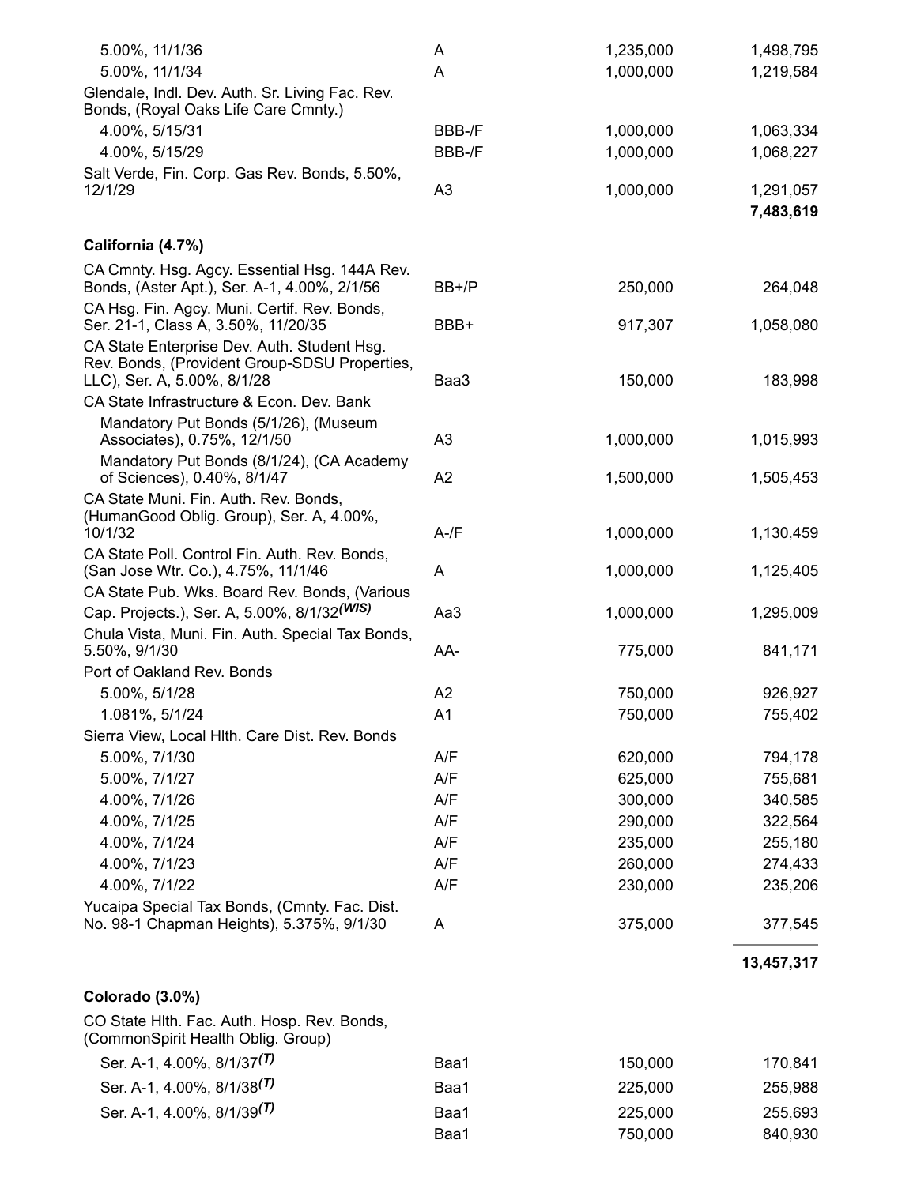| | | | |
|---|---|---|---|
| 5.00%, 11/1/36 | A | 1,235,000 | 1,498,795 |
| 5.00%, 11/1/34 | A | 1,000,000 | 1,219,584 |
| Glendale, Indl. Dev. Auth. Sr. Living Fac. Rev. Bonds, (Royal Oaks Life Care Cmnty.) | | | |
| 4.00%, 5/15/31 | BBB-/F | 1,000,000 | 1,063,334 |
| 4.00%, 5/15/29 | BBB-/F | 1,000,000 | 1,068,227 |
| Salt Verde, Fin. Corp. Gas Rev. Bonds, 5.50%, 12/1/29 | A3 | 1,000,000 | 1,291,057 |
| | | | **7,483,619** |
| **California (4.7%)** | | | |
| CA Cmnty. Hsg. Agcy. Essential Hsg. 144A Rev. Bonds, (Aster Apt.), Ser. A-1, 4.00%, 2/1/56 | BB+/P | 250,000 | 264,048 |
| CA Hsg. Fin. Agcy. Muni. Certif. Rev. Bonds, Ser. 21-1, Class A, 3.50%, 11/20/35 | BBB+ | 917,307 | 1,058,080 |
| CA State Enterprise Dev. Auth. Student Hsg. Rev. Bonds, (Provident Group-SDSU Properties, LLC), Ser. A, 5.00%, 8/1/28 | Baa3 | 150,000 | 183,998 |
| CA State Infrastructure & Econ. Dev. Bank | | | |
| Mandatory Put Bonds (5/1/26), (Museum Associates), 0.75%, 12/1/50 | A3 | 1,000,000 | 1,015,993 |
| Mandatory Put Bonds (8/1/24), (CA Academy of Sciences), 0.40%, 8/1/47 | A2 | 1,500,000 | 1,505,453 |
| CA State Muni. Fin. Auth. Rev. Bonds, (HumanGood Oblig. Group), Ser. A, 4.00%, 10/1/32 | A-/F | 1,000,000 | 1,130,459 |
| CA State Poll. Control Fin. Auth. Rev. Bonds, (San Jose Wtr. Co.), 4.75%, 11/1/46 | A | 1,000,000 | 1,125,405 |
| CA State Pub. Wks. Board Rev. Bonds, (Various Cap. Projects.), Ser. A, 5.00%, 8/1/32 *(WIS)* | Aa3 | 1,000,000 | 1,295,009 |
| Chula Vista, Muni. Fin. Auth. Special Tax Bonds, 5.50%, 9/1/30 | AA- | 775,000 | 841,171 |
| Port of Oakland Rev. Bonds | | | |
| 5.00%, 5/1/28 | A2 | 750,000 | 926,927 |
| 1.081%, 5/1/24 | A1 | 750,000 | 755,402 |
| Sierra View, Local Hlth. Care Dist. Rev. Bonds | | | |
| 5.00%, 7/1/30 | A/F | 620,000 | 794,178 |
| 5.00%, 7/1/27 | A/F | 625,000 | 755,681 |
| 4.00%, 7/1/26 | A/F | 300,000 | 340,585 |
| 4.00%, 7/1/25 | A/F | 290,000 | 322,564 |
| 4.00%, 7/1/24 | A/F | 235,000 | 255,180 |
| 4.00%, 7/1/23 | A/F | 260,000 | 274,433 |
| 4.00%, 7/1/22 | A/F | 230,000 | 235,206 |
| Yucaipa Special Tax Bonds, (Cmnty. Fac. Dist. No. 98-1 Chapman Heights), 5.375%, 9/1/30 | A | 375,000 | 377,545 |
| | | | **13,457,317** |
| **Colorado (3.0%)** | | | |
| CO State Hlth. Fac. Auth. Hosp. Rev. Bonds, (CommonSpirit Health Oblig. Group) | | | |
| Ser. A-1, 4.00%, 8/1/37 *(T)* | Baa1 | 150,000 | 170,841 |
| Ser. A-1, 4.00%, 8/1/38 *(T)* | Baa1 | 225,000 | 255,988 |
| Ser. A-1, 4.00%, 8/1/39 *(T)* | Baa1 | 225,000 | 255,693 |
| | Baa1 | 750,000 | 840,930 |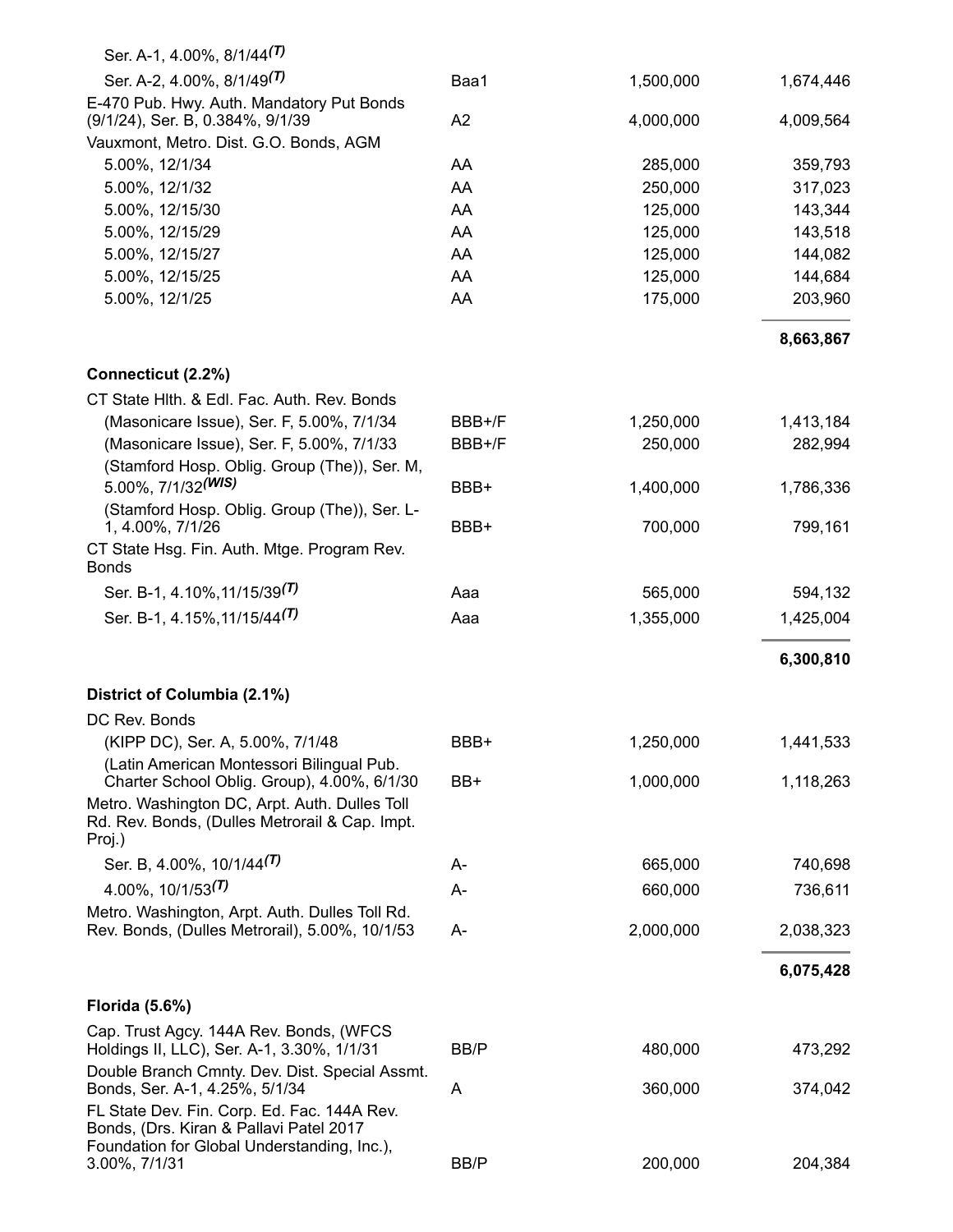| | | | |
|---|---|---|---|
| Ser. A-1, 4.00%, 8/1/44*(T)* | | | |
| Ser. A-2, 4.00%, 8/1/49*(T)* | Baa1 | 1,500,000 | 1,674,446 |
| E-470 Pub. Hwy. Auth. Mandatory Put Bonds (9/1/24), Ser. B, 0.384%, 9/1/39 | A2 | 4,000,000 | 4,009,564 |
| Vauxmont, Metro. Dist. G.O. Bonds, AGM | | | |
| 5.00%, 12/1/34 | AA | 285,000 | 359,793 |
| 5.00%, 12/1/32 | AA | 250,000 | 317,023 |
| 5.00%, 12/15/30 | AA | 125,000 | 143,344 |
| 5.00%, 12/15/29 | AA | 125,000 | 143,518 |
| 5.00%, 12/15/27 | AA | 125,000 | 144,082 |
| 5.00%, 12/15/25 | AA | 125,000 | 144,684 |
| 5.00%, 12/1/25 | AA | 175,000 | 203,960 |
| | | | **8,663,867** |
| **Connecticut (2.2%)** | | | |
| CT State Hlth. & Edl. Fac. Auth. Rev. Bonds | | | |
| (Masonicare Issue), Ser. F, 5.00%, 7/1/34 | BBB+/F | 1,250,000 | 1,413,184 |
| (Masonicare Issue), Ser. F, 5.00%, 7/1/33 | BBB+/F | 250,000 | 282,994 |
| (Stamford Hosp. Oblig. Group (The)), Ser. M, 5.00%, 7/1/32*(WIS)* | BBB+ | 1,400,000 | 1,786,336 |
| (Stamford Hosp. Oblig. Group (The)), Ser. L-1, 4.00%, 7/1/26 | BBB+ | 700,000 | 799,161 |
| CT State Hsg. Fin. Auth. Mtge. Program Rev. Bonds | | | |
| Ser. B-1, 4.10%,11/15/39*(T)* | Aaa | 565,000 | 594,132 |
| Ser. B-1, 4.15%,11/15/44*(T)* | Aaa | 1,355,000 | 1,425,004 |
| | | | **6,300,810** |
| **District of Columbia (2.1%)** | | | |
| DC Rev. Bonds | | | |
| (KIPP DC), Ser. A, 5.00%, 7/1/48 | BBB+ | 1,250,000 | 1,441,533 |
| (Latin American Montessori Bilingual Pub. Charter School Oblig. Group), 4.00%, 6/1/30 | BB+ | 1,000,000 | 1,118,263 |
| Metro. Washington DC, Arpt. Auth. Dulles Toll Rd. Rev. Bonds, (Dulles Metrorail & Cap. Impt. Proj.) | | | |
| Ser. B, 4.00%, 10/1/44*(T)* | A- | 665,000 | 740,698 |
| 4.00%, 10/1/53*(T)* | A- | 660,000 | 736,611 |
| Metro. Washington, Arpt. Auth. Dulles Toll Rd. Rev. Bonds, (Dulles Metrorail), 5.00%, 10/1/53 | A- | 2,000,000 | 2,038,323 |
| | | | **6,075,428** |
| **Florida (5.6%)** | | | |
| Cap. Trust Agcy. 144A Rev. Bonds, (WFCS Holdings II, LLC), Ser. A-1, 3.30%, 1/1/31 | BB/P | 480,000 | 473,292 |
| Double Branch Cmnty. Dev. Dist. Special Assmt. Bonds, Ser. A-1, 4.25%, 5/1/34 | A | 360,000 | 374,042 |
| FL State Dev. Fin. Corp. Ed. Fac. 144A Rev. Bonds, (Drs. Kiran & Pallavi Patel 2017 Foundation for Global Understanding, Inc.), 3.00%, 7/1/31 | BB/P | 200,000 | 204,384 |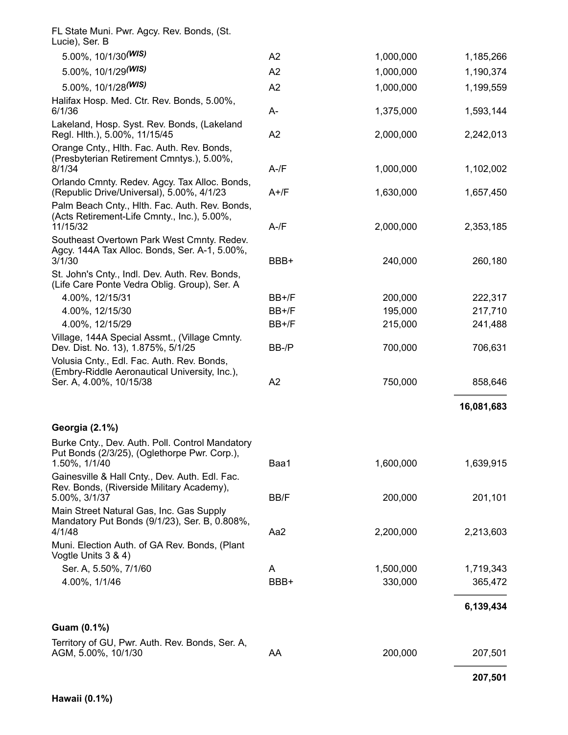| | | | |
|---|---|---|---|
| FL State Muni. Pwr. Agcy. Rev. Bonds, (St. Lucie), Ser. B | | | |
| 5.00%, 10/1/30(WIS) | A2 | 1,000,000 | 1,185,266 |
| 5.00%, 10/1/29(WIS) | A2 | 1,000,000 | 1,190,374 |
| 5.00%, 10/1/28(WIS) | A2 | 1,000,000 | 1,199,559 |
| Halifax Hosp. Med. Ctr. Rev. Bonds, 5.00%, 6/1/36 | A- | 1,375,000 | 1,593,144 |
| Lakeland, Hosp. Syst. Rev. Bonds, (Lakeland Regl. Hlth.), 5.00%, 11/15/45 | A2 | 2,000,000 | 2,242,013 |
| Orange Cnty., Hlth. Fac. Auth. Rev. Bonds, (Presbyterian Retirement Cmntys.), 5.00%, 8/1/34 | A-/F | 1,000,000 | 1,102,002 |
| Orlando Cmnty. Redev. Agcy. Tax Alloc. Bonds, (Republic Drive/Universal), 5.00%, 4/1/23 | A+/F | 1,630,000 | 1,657,450 |
| Palm Beach Cnty., Hlth. Fac. Auth. Rev. Bonds, (Acts Retirement-Life Cmnty., Inc.), 5.00%, 11/15/32 | A-/F | 2,000,000 | 2,353,185 |
| Southeast Overtown Park West Cmnty. Redev. Agcy. 144A Tax Alloc. Bonds, Ser. A-1, 5.00%, 3/1/30 | BBB+ | 240,000 | 260,180 |
| St. John's Cnty., Indl. Dev. Auth. Rev. Bonds, (Life Care Ponte Vedra Oblig. Group), Ser. A | | | |
| 4.00%, 12/15/31 | BB+/F | 200,000 | 222,317 |
| 4.00%, 12/15/30 | BB+/F | 195,000 | 217,710 |
| 4.00%, 12/15/29 | BB+/F | 215,000 | 241,488 |
| Village, 144A Special Assmt., (Village Cmnty. Dev. Dist. No. 13), 1.875%, 5/1/25 | BB-/P | 700,000 | 706,631 |
| Volusia Cnty., Edl. Fac. Auth. Rev. Bonds, (Embry-Riddle Aeronautical University, Inc.), Ser. A, 4.00%, 10/15/38 | A2 | 750,000 | 858,646 |
| | | | **16,081,683** |
| **Georgia (2.1%)** | | | |
| Burke Cnty., Dev. Auth. Poll. Control Mandatory Put Bonds (2/3/25), (Oglethorpe Pwr. Corp.), 1.50%, 1/1/40 | Baa1 | 1,600,000 | 1,639,915 |
| Gainesville & Hall Cnty., Dev. Auth. Edl. Fac. Rev. Bonds, (Riverside Military Academy), 5.00%, 3/1/37 | BB/F | 200,000 | 201,101 |
| Main Street Natural Gas, Inc. Gas Supply Mandatory Put Bonds (9/1/23), Ser. B, 0.808%, 4/1/48 | Aa2 | 2,200,000 | 2,213,603 |
| Muni. Election Auth. of GA Rev. Bonds, (Plant Vogtle Units 3 & 4) | | | |
| Ser. A, 5.50%, 7/1/60 | A | 1,500,000 | 1,719,343 |
| 4.00%, 1/1/46 | BBB+ | 330,000 | 365,472 |
| | | | **6,139,434** |
| **Guam (0.1%)** | | | |
| Territory of GU, Pwr. Auth. Rev. Bonds, Ser. A, AGM, 5.00%, 10/1/30 | AA | 200,000 | 207,501 |
| | | | **207,501** |
| **Hawaii (0.1%)** | | | |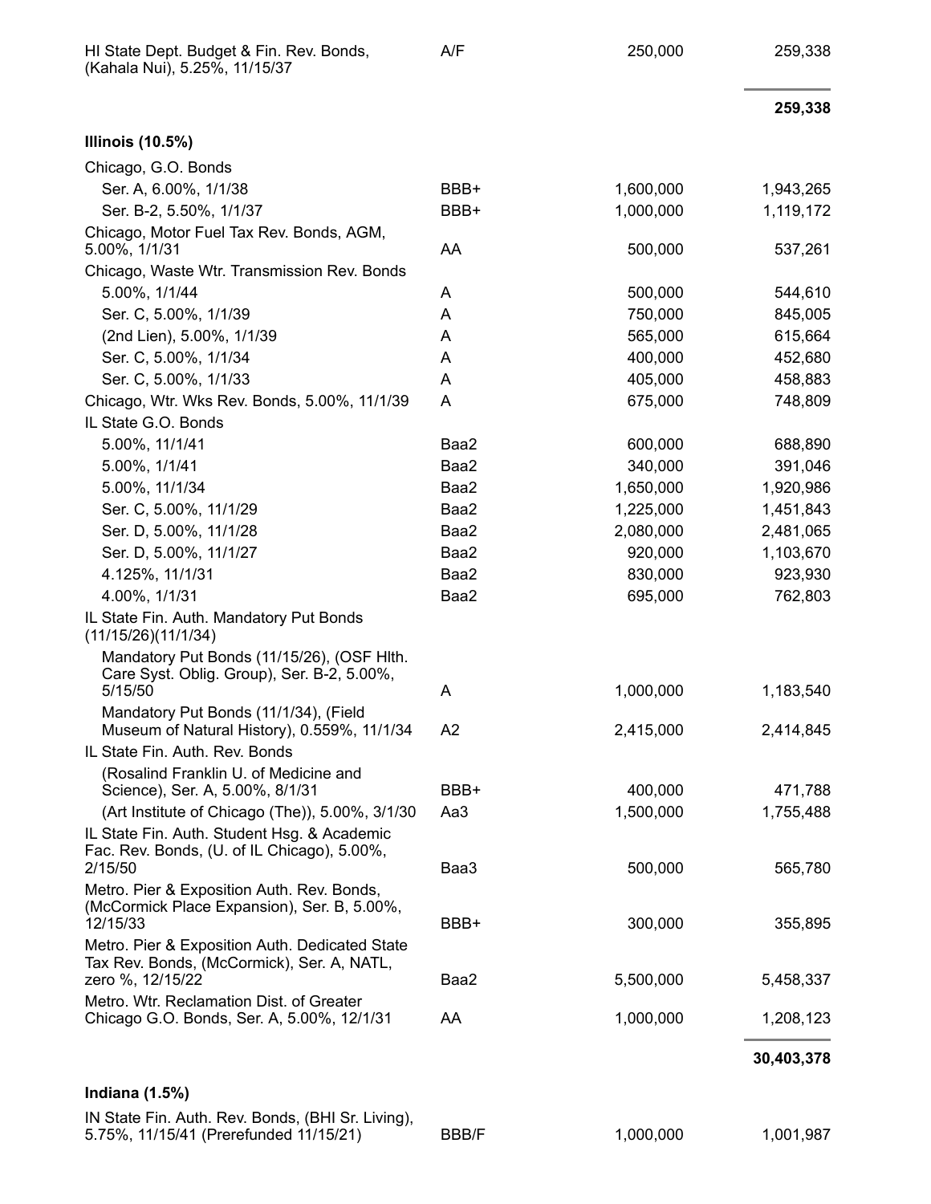| | | | |
|---|---|---|---|
| HI State Dept. Budget & Fin. Rev. Bonds, (Kahala Nui), 5.25%, 11/15/37 | A/F | 250,000 | 259,338 |
| | | | **259,338** |
| **Illinois (10.5%)** | | | |
| Chicago, G.O. Bonds | | | |
| Ser. A, 6.00%, 1/1/38 | BBB+ | 1,600,000 | 1,943,265 |
| Ser. B-2, 5.50%, 1/1/37 | BBB+ | 1,000,000 | 1,119,172 |
| Chicago, Motor Fuel Tax Rev. Bonds, AGM, 5.00%, 1/1/31 | AA | 500,000 | 537,261 |
| Chicago, Waste Wtr. Transmission Rev. Bonds | | | |
| 5.00%, 1/1/44 | A | 500,000 | 544,610 |
| Ser. C, 5.00%, 1/1/39 | A | 750,000 | 845,005 |
| (2nd Lien), 5.00%, 1/1/39 | A | 565,000 | 615,664 |
| Ser. C, 5.00%, 1/1/34 | A | 400,000 | 452,680 |
| Ser. C, 5.00%, 1/1/33 | A | 405,000 | 458,883 |
| Chicago, Wtr. Wks Rev. Bonds, 5.00%, 11/1/39 | A | 675,000 | 748,809 |
| IL State G.O. Bonds | | | |
| 5.00%, 11/1/41 | Baa2 | 600,000 | 688,890 |
| 5.00%, 1/1/41 | Baa2 | 340,000 | 391,046 |
| 5.00%, 11/1/34 | Baa2 | 1,650,000 | 1,920,986 |
| Ser. C, 5.00%, 11/1/29 | Baa2 | 1,225,000 | 1,451,843 |
| Ser. D, 5.00%, 11/1/28 | Baa2 | 2,080,000 | 2,481,065 |
| Ser. D, 5.00%, 11/1/27 | Baa2 | 920,000 | 1,103,670 |
| 4.125%, 11/1/31 | Baa2 | 830,000 | 923,930 |
| 4.00%, 1/1/31 | Baa2 | 695,000 | 762,803 |
| IL State Fin. Auth. Mandatory Put Bonds (11/15/26)(11/1/34) | | | |
| Mandatory Put Bonds (11/15/26), (OSF Hlth. Care Syst. Oblig. Group), Ser. B-2, 5.00%, 5/15/50 | A | 1,000,000 | 1,183,540 |
| Mandatory Put Bonds (11/1/34), (Field Museum of Natural History), 0.559%, 11/1/34 | A2 | 2,415,000 | 2,414,845 |
| IL State Fin. Auth. Rev. Bonds | | | |
| (Rosalind Franklin U. of Medicine and Science), Ser. A, 5.00%, 8/1/31 | BBB+ | 400,000 | 471,788 |
| (Art Institute of Chicago (The)), 5.00%, 3/1/30 | Aa3 | 1,500,000 | 1,755,488 |
| IL State Fin. Auth. Student Hsg. & Academic Fac. Rev. Bonds, (U. of IL Chicago), 5.00%, 2/15/50 | Baa3 | 500,000 | 565,780 |
| Metro. Pier & Exposition Auth. Rev. Bonds, (McCormick Place Expansion), Ser. B, 5.00%, 12/15/33 | BBB+ | 300,000 | 355,895 |
| Metro. Pier & Exposition Auth. Dedicated State Tax Rev. Bonds, (McCormick), Ser. A, NATL, zero %, 12/15/22 | Baa2 | 5,500,000 | 5,458,337 |
| Metro. Wtr. Reclamation Dist. of Greater Chicago G.O. Bonds, Ser. A, 5.00%, 12/1/31 | AA | 1,000,000 | 1,208,123 |
| | | | **30,403,378** |
| **Indiana (1.5%)** | | | |
| IN State Fin. Auth. Rev. Bonds, (BHI Sr. Living), 5.75%, 11/15/41 (Prerefunded 11/15/21) | BBB/F | 1,000,000 | 1,001,987 |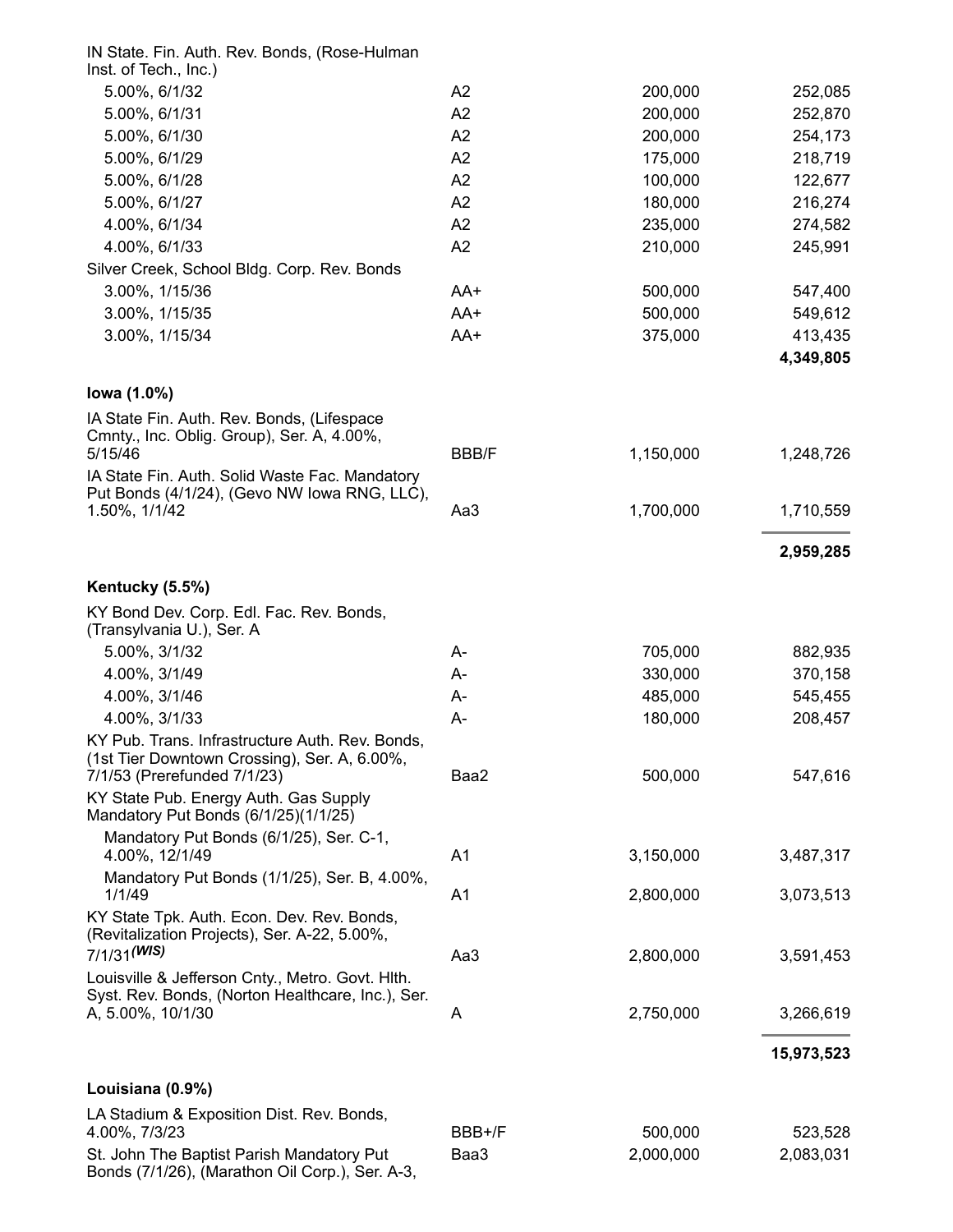| | | | |
|---|---|---|---|
| IN State. Fin. Auth. Rev. Bonds, (Rose-Hulman Inst. of Tech., Inc.) | | | |
| 5.00%, 6/1/32 | A2 | 200,000 | 252,085 |
| 5.00%, 6/1/31 | A2 | 200,000 | 252,870 |
| 5.00%, 6/1/30 | A2 | 200,000 | 254,173 |
| 5.00%, 6/1/29 | A2 | 175,000 | 218,719 |
| 5.00%, 6/1/28 | A2 | 100,000 | 122,677 |
| 5.00%, 6/1/27 | A2 | 180,000 | 216,274 |
| 4.00%, 6/1/34 | A2 | 235,000 | 274,582 |
| 4.00%, 6/1/33 | A2 | 210,000 | 245,991 |
| Silver Creek, School Bldg. Corp. Rev. Bonds | | | |
| 3.00%, 1/15/36 | AA+ | 500,000 | 547,400 |
| 3.00%, 1/15/35 | AA+ | 500,000 | 549,612 |
| 3.00%, 1/15/34 | AA+ | 375,000 | 413,435 |
| | | | **4,349,805** |
| **Iowa (1.0%)** | | | |
| IA State Fin. Auth. Rev. Bonds, (Lifespace Cmnty., Inc. Oblig. Group), Ser. A, 4.00%, 5/15/46 | BBB/F | 1,150,000 | 1,248,726 |
| IA State Fin. Auth. Solid Waste Fac. Mandatory Put Bonds (4/1/24), (Gevo NW Iowa RNG, LLC), 1.50%, 1/1/42 | Aa3 | 1,700,000 | 1,710,559 |
| | | | **2,959,285** |
| **Kentucky (5.5%)** | | | |
| KY Bond Dev. Corp. Edl. Fac. Rev. Bonds, (Transylvania U.), Ser. A | | | |
| 5.00%, 3/1/32 | A- | 705,000 | 882,935 |
| 4.00%, 3/1/49 | A- | 330,000 | 370,158 |
| 4.00%, 3/1/46 | A- | 485,000 | 545,455 |
| 4.00%, 3/1/33 | A- | 180,000 | 208,457 |
| KY Pub. Trans. Infrastructure Auth. Rev. Bonds, (1st Tier Downtown Crossing), Ser. A, 6.00%, 7/1/53 (Prerefunded 7/1/23) | Baa2 | 500,000 | 547,616 |
| KY State Pub. Energy Auth. Gas Supply Mandatory Put Bonds (6/1/25)(1/1/25) | | | |
| Mandatory Put Bonds (6/1/25), Ser. C-1, 4.00%, 12/1/49 | A1 | 3,150,000 | 3,487,317 |
| Mandatory Put Bonds (1/1/25), Ser. B, 4.00%, 1/1/49 | A1 | 2,800,000 | 3,073,513 |
| KY State Tpk. Auth. Econ. Dev. Rev. Bonds, (Revitalization Projects), Ser. A-22, 5.00%, 7/1/31 *(WIS)* | Aa3 | 2,800,000 | 3,591,453 |
| Louisville & Jefferson Cnty., Metro. Govt. Hlth. Syst. Rev. Bonds, (Norton Healthcare, Inc.), Ser. A, 5.00%, 10/1/30 | A | 2,750,000 | 3,266,619 |
| | | | **15,973,523** |
| **Louisiana (0.9%)** | | | |
| LA Stadium & Exposition Dist. Rev. Bonds, 4.00%, 7/3/23 | BBB+/F | 500,000 | 523,528 |
| St. John The Baptist Parish Mandatory Put Bonds (7/1/26), (Marathon Oil Corp.), Ser. A-3, | Baa3 | 2,000,000 | 2,083,031 |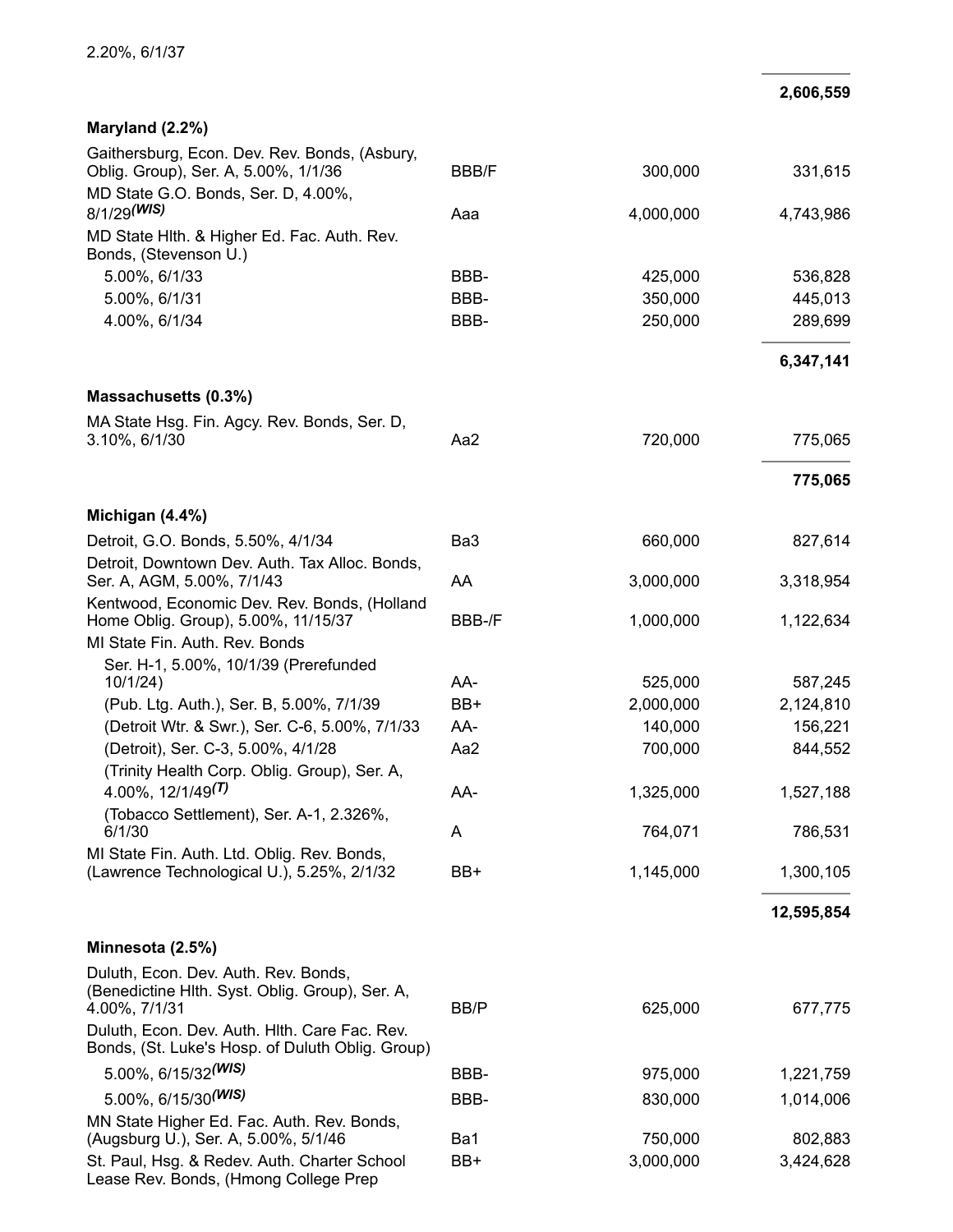| | | | |
|---|---|---|---|
| 2.20%, 6/1/37 | | | |
| | | | **2,606,559** |
| **Maryland (2.2%)** | | | |
| Gaithersburg, Econ. Dev. Rev. Bonds, (Asbury, Oblig. Group), Ser. A, 5.00%, 1/1/36 | BBB/F | 300,000 | 331,615 |
| MD State G.O. Bonds, Ser. D, 4.00%, 8/1/29*(WIS)* | Aaa | 4,000,000 | 4,743,986 |
| MD State Hlth. & Higher Ed. Fac. Auth. Rev. Bonds, (Stevenson U.) | | | |
| 5.00%, 6/1/33 | BBB- | 425,000 | 536,828 |
| 5.00%, 6/1/31 | BBB- | 350,000 | 445,013 |
| 4.00%, 6/1/34 | BBB- | 250,000 | 289,699 |
| | | | **6,347,141** |
| **Massachusetts (0.3%)** | | | |
| MA State Hsg. Fin. Agcy. Rev. Bonds, Ser. D, 3.10%, 6/1/30 | Aa2 | 720,000 | 775,065 |
| | | | **775,065** |
| **Michigan (4.4%)** | | | |
| Detroit, G.O. Bonds, 5.50%, 4/1/34 | Ba3 | 660,000 | 827,614 |
| Detroit, Downtown Dev. Auth. Tax Alloc. Bonds, Ser. A, AGM, 5.00%, 7/1/43 | AA | 3,000,000 | 3,318,954 |
| Kentwood, Economic Dev. Rev. Bonds, (Holland Home Oblig. Group), 5.00%, 11/15/37 | BBB-/F | 1,000,000 | 1,122,634 |
| MI State Fin. Auth. Rev. Bonds | | | |
| Ser. H-1, 5.00%, 10/1/39 (Prerefunded 10/1/24) | AA- | 525,000 | 587,245 |
| (Pub. Ltg. Auth.), Ser. B, 5.00%, 7/1/39 | BB+ | 2,000,000 | 2,124,810 |
| (Detroit Wtr. & Swr.), Ser. C-6, 5.00%, 7/1/33 | AA- | 140,000 | 156,221 |
| (Detroit), Ser. C-3, 5.00%, 4/1/28 | Aa2 | 700,000 | 844,552 |
| (Trinity Health Corp. Oblig. Group), Ser. A, 4.00%, 12/1/49*(T)* | AA- | 1,325,000 | 1,527,188 |
| (Tobacco Settlement), Ser. A-1, 2.326%, 6/1/30 | A | 764,071 | 786,531 |
| MI State Fin. Auth. Ltd. Oblig. Rev. Bonds, (Lawrence Technological U.), 5.25%, 2/1/32 | BB+ | 1,145,000 | 1,300,105 |
| | | | **12,595,854** |
| **Minnesota (2.5%)** | | | |
| Duluth, Econ. Dev. Auth. Rev. Bonds, (Benedictine Hlth. Syst. Oblig. Group), Ser. A, 4.00%, 7/1/31 | BB/P | 625,000 | 677,775 |
| Duluth, Econ. Dev. Auth. Hlth. Care Fac. Rev. Bonds, (St. Luke's Hosp. of Duluth Oblig. Group) | | | |
| 5.00%, 6/15/32*(WIS)* | BBB- | 975,000 | 1,221,759 |
| 5.00%, 6/15/30*(WIS)* | BBB- | 830,000 | 1,014,006 |
| MN State Higher Ed. Fac. Auth. Rev. Bonds, (Augsburg U.), Ser. A, 5.00%, 5/1/46 | Ba1 | 750,000 | 802,883 |
| St. Paul, Hsg. & Redev. Auth. Charter School Lease Rev. Bonds, (Hmong College Prep | BB+ | 3,000,000 | 3,424,628 |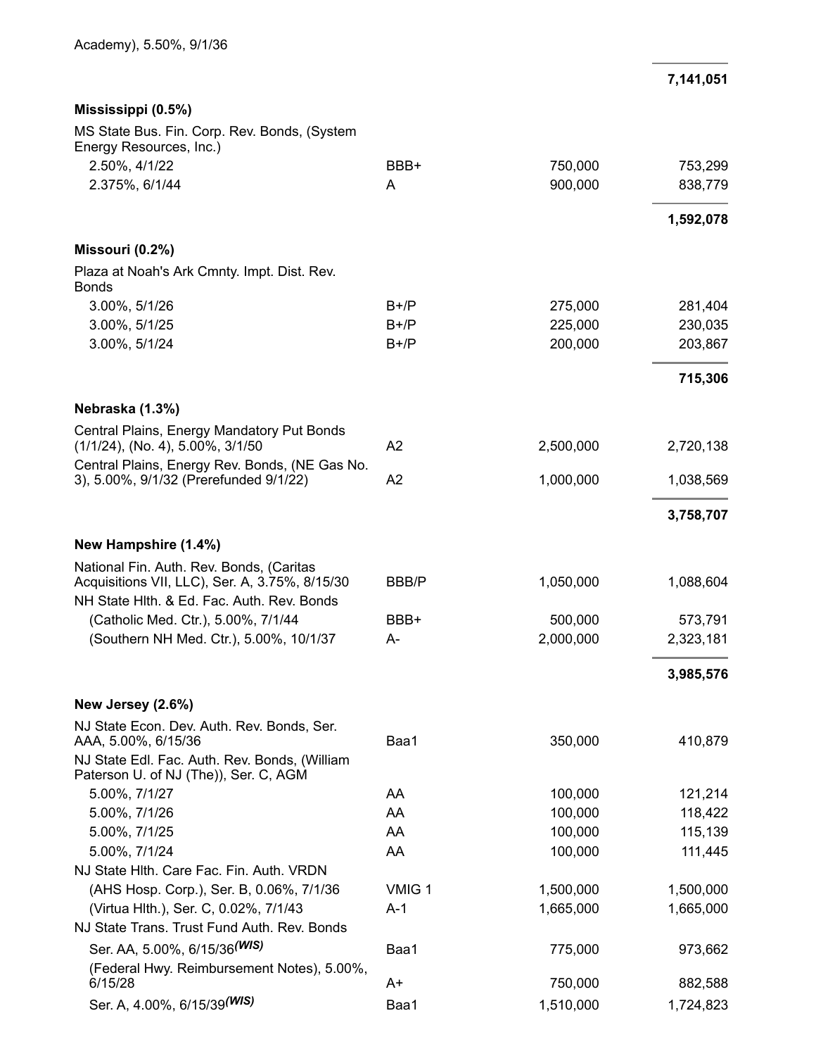| | | | |
|---|---|---|---|
| Academy), 5.50%, 9/1/36 | | | |
| | | | **7,141,051** |
| **Mississippi (0.5%)** | | | |
| MS State Bus. Fin. Corp. Rev. Bonds, (System Energy Resources, Inc.) | | | |
| 2.50%, 4/1/22 | BBB+ | 750,000 | 753,299 |
| 2.375%, 6/1/44 | A | 900,000 | 838,779 |
| | | | **1,592,078** |
| **Missouri (0.2%)** | | | |
| Plaza at Noah's Ark Cmnty. Impt. Dist. Rev. Bonds | | | |
| 3.00%, 5/1/26 | B+/P | 275,000 | 281,404 |
| 3.00%, 5/1/25 | B+/P | 225,000 | 230,035 |
| 3.00%, 5/1/24 | B+/P | 200,000 | 203,867 |
| | | | **715,306** |
| **Nebraska (1.3%)** | | | |
| Central Plains, Energy Mandatory Put Bonds (1/1/24), (No. 4), 5.00%, 3/1/50 | A2 | 2,500,000 | 2,720,138 |
| Central Plains, Energy Rev. Bonds, (NE Gas No. 3), 5.00%, 9/1/32 (Prerefunded 9/1/22) | A2 | 1,000,000 | 1,038,569 |
| | | | **3,758,707** |
| **New Hampshire (1.4%)** | | | |
| National Fin. Auth. Rev. Bonds, (Caritas Acquisitions VII, LLC), Ser. A, 3.75%, 8/15/30 | BBB/P | 1,050,000 | 1,088,604 |
| NH State Hlth. & Ed. Fac. Auth. Rev. Bonds | | | |
| (Catholic Med. Ctr.), 5.00%, 7/1/44 | BBB+ | 500,000 | 573,791 |
| (Southern NH Med. Ctr.), 5.00%, 10/1/37 | A- | 2,000,000 | 2,323,181 |
| | | | **3,985,576** |
| **New Jersey (2.6%)** | | | |
| NJ State Econ. Dev. Auth. Rev. Bonds, Ser. AAA, 5.00%, 6/15/36 | Baa1 | 350,000 | 410,879 |
| NJ State Edl. Fac. Auth. Rev. Bonds, (William Paterson U. of NJ (The)), Ser. C, AGM | | | |
| 5.00%, 7/1/27 | AA | 100,000 | 121,214 |
| 5.00%, 7/1/26 | AA | 100,000 | 118,422 |
| 5.00%, 7/1/25 | AA | 100,000 | 115,139 |
| 5.00%, 7/1/24 | AA | 100,000 | 111,445 |
| NJ State Hlth. Care Fac. Fin. Auth. VRDN | | | |
| (AHS Hosp. Corp.), Ser. B, 0.06%, 7/1/36 | VMIG 1 | 1,500,000 | 1,500,000 |
| (Virtua Hlth.), Ser. C, 0.02%, 7/1/43 | A-1 | 1,665,000 | 1,665,000 |
| NJ State Trans. Trust Fund Auth. Rev. Bonds | | | |
| Ser. AA, 5.00%, 6/15/36*(WIS)* | Baa1 | 775,000 | 973,662 |
| (Federal Hwy. Reimbursement Notes), 5.00%, 6/15/28 | A+ | 750,000 | 882,588 |
| Ser. A, 4.00%, 6/15/39*(WIS)* | Baa1 | 1,510,000 | 1,724,823 |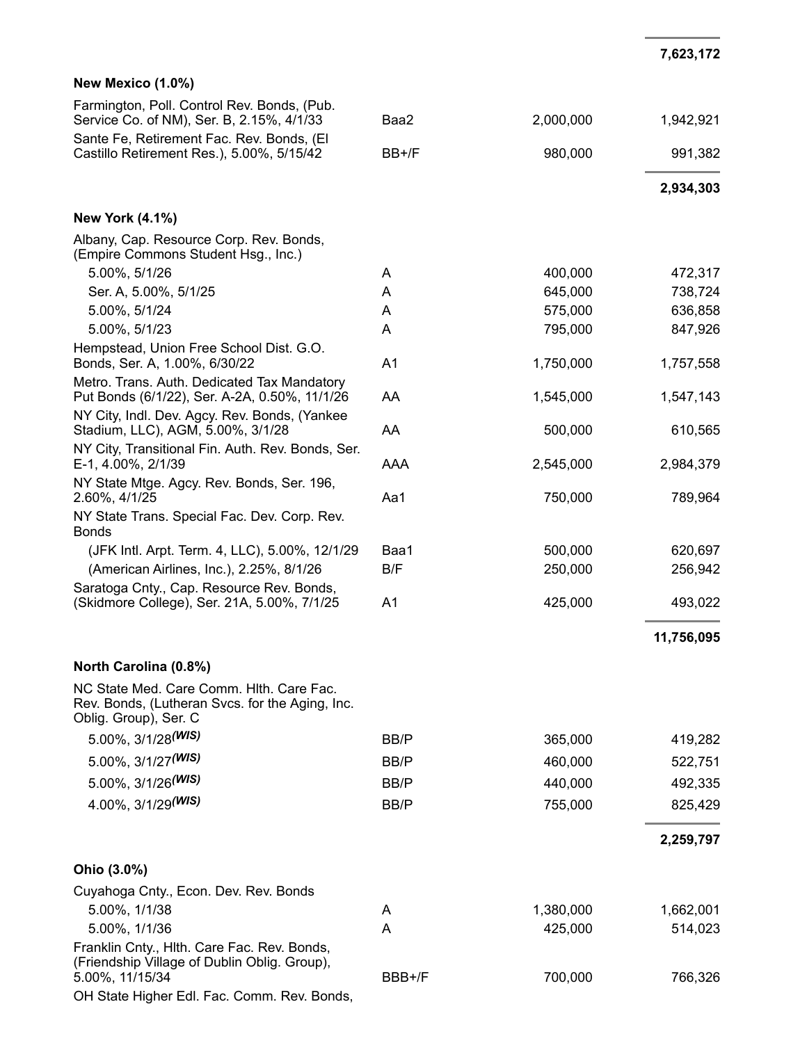| | | | |
|---|---|---|---|
| | | | **7,623,172** |
| **New Mexico (1.0%)** | | | |
| Farmington, Poll. Control Rev. Bonds, (Pub. Service Co. of NM), Ser. B, 2.15%, 4/1/33 | Baa2 | 2,000,000 | 1,942,921 |
| Sante Fe, Retirement Fac. Rev. Bonds, (El Castillo Retirement Res.), 5.00%, 5/15/42 | BB+/F | 980,000 | 991,382 |
| | | | **2,934,303** |
| **New York (4.1%)** | | | |
| Albany, Cap. Resource Corp. Rev. Bonds, (Empire Commons Student Hsg., Inc.) | | | |
| 5.00%, 5/1/26 | A | 400,000 | 472,317 |
| Ser. A, 5.00%, 5/1/25 | A | 645,000 | 738,724 |
| 5.00%, 5/1/24 | A | 575,000 | 636,858 |
| 5.00%, 5/1/23 | A | 795,000 | 847,926 |
| Hempstead, Union Free School Dist. G.O. Bonds, Ser. A, 1.00%, 6/30/22 | A1 | 1,750,000 | 1,757,558 |
| Metro. Trans. Auth. Dedicated Tax Mandatory Put Bonds (6/1/22), Ser. A-2A, 0.50%, 11/1/26 | AA | 1,545,000 | 1,547,143 |
| NY City, Indl. Dev. Agcy. Rev. Bonds, (Yankee Stadium, LLC), AGM, 5.00%, 3/1/28 | AA | 500,000 | 610,565 |
| NY City, Transitional Fin. Auth. Rev. Bonds, Ser. E-1, 4.00%, 2/1/39 | AAA | 2,545,000 | 2,984,379 |
| NY State Mtge. Agcy. Rev. Bonds, Ser. 196, 2.60%, 4/1/25 | Aa1 | 750,000 | 789,964 |
| NY State Trans. Special Fac. Dev. Corp. Rev. Bonds | | | |
| (JFK Intl. Arpt. Term. 4, LLC), 5.00%, 12/1/29 | Baa1 | 500,000 | 620,697 |
| (American Airlines, Inc.), 2.25%, 8/1/26 | B/F | 250,000 | 256,942 |
| Saratoga Cnty., Cap. Resource Rev. Bonds, (Skidmore College), Ser. 21A, 5.00%, 7/1/25 | A1 | 425,000 | 493,022 |
| | | | **11,756,095** |
| **North Carolina (0.8%)** | | | |
| NC State Med. Care Comm. Hlth. Care Fac. Rev. Bonds, (Lutheran Svcs. for the Aging, Inc. Oblig. Group), Ser. C | | | |
| 5.00%, 3/1/28 *(WIS)* | BB/P | 365,000 | 419,282 |
| 5.00%, 3/1/27 *(WIS)* | BB/P | 460,000 | 522,751 |
| 5.00%, 3/1/26 *(WIS)* | BB/P | 440,000 | 492,335 |
| 4.00%, 3/1/29 *(WIS)* | BB/P | 755,000 | 825,429 |
| | | | **2,259,797** |
| **Ohio (3.0%)** | | | |
| Cuyahoga Cnty., Econ. Dev. Rev. Bonds | | | |
| 5.00%, 1/1/38 | A | 1,380,000 | 1,662,001 |
| 5.00%, 1/1/36 | A | 425,000 | 514,023 |
| Franklin Cnty., Hlth. Care Fac. Rev. Bonds, (Friendship Village of Dublin Oblig. Group), 5.00%, 11/15/34 | BBB+/F | 700,000 | 766,326 |
| OH State Higher Edl. Fac. Comm. Rev. Bonds, | | | |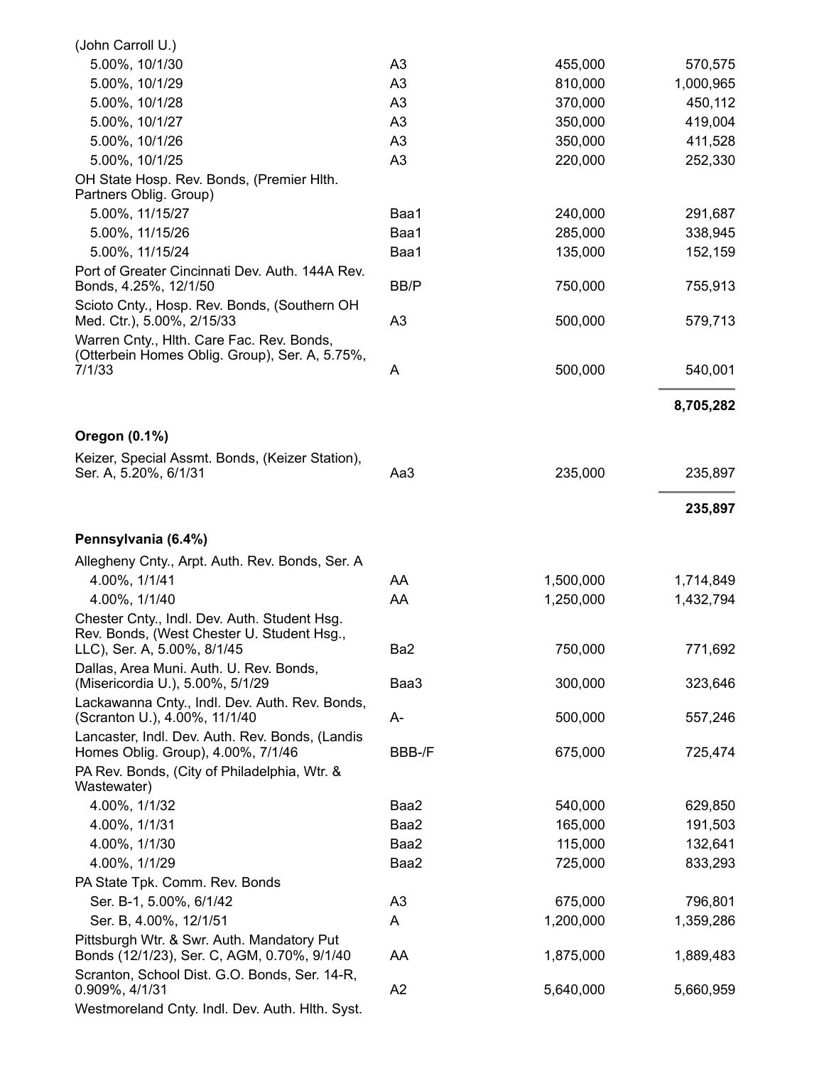| | | | |
|---|---|---|---|
| (John Carroll U.) | | | |
| 5.00%, 10/1/30 | A3 | 455,000 | 570,575 |
| 5.00%, 10/1/29 | A3 | 810,000 | 1,000,965 |
| 5.00%, 10/1/28 | A3 | 370,000 | 450,112 |
| 5.00%, 10/1/27 | A3 | 350,000 | 419,004 |
| 5.00%, 10/1/26 | A3 | 350,000 | 411,528 |
| 5.00%, 10/1/25 | A3 | 220,000 | 252,330 |
| OH State Hosp. Rev. Bonds, (Premier Hlth. Partners Oblig. Group) | | | |
| 5.00%, 11/15/27 | Baa1 | 240,000 | 291,687 |
| 5.00%, 11/15/26 | Baa1 | 285,000 | 338,945 |
| 5.00%, 11/15/24 | Baa1 | 135,000 | 152,159 |
| Port of Greater Cincinnati Dev. Auth. 144A Rev. Bonds, 4.25%, 12/1/50 | BB/P | 750,000 | 755,913 |
| Scioto Cnty., Hosp. Rev. Bonds, (Southern OH Med. Ctr.), 5.00%, 2/15/33 | A3 | 500,000 | 579,713 |
| Warren Cnty., Hlth. Care Fac. Rev. Bonds, (Otterbein Homes Oblig. Group), Ser. A, 5.75%, 7/1/33 | A | 500,000 | 540,001 |
| | | | **8,705,282** |
| **Oregon (0.1%)** | | | |
| Keizer, Special Assmt. Bonds, (Keizer Station), Ser. A, 5.20%, 6/1/31 | Aa3 | 235,000 | 235,897 |
| | | | **235,897** |
| **Pennsylvania (6.4%)** | | | |
| Allegheny Cnty., Arpt. Auth. Rev. Bonds, Ser. A | | | |
| 4.00%, 1/1/41 | AA | 1,500,000 | 1,714,849 |
| 4.00%, 1/1/40 | AA | 1,250,000 | 1,432,794 |
| Chester Cnty., Indl. Dev. Auth. Student Hsg. Rev. Bonds, (West Chester U. Student Hsg., LLC), Ser. A, 5.00%, 8/1/45 | Ba2 | 750,000 | 771,692 |
| Dallas, Area Muni. Auth. U. Rev. Bonds, (Misericordia U.), 5.00%, 5/1/29 | Baa3 | 300,000 | 323,646 |
| Lackawanna Cnty., Indl. Dev. Auth. Rev. Bonds, (Scranton U.), 4.00%, 11/1/40 | A- | 500,000 | 557,246 |
| Lancaster, Indl. Dev. Auth. Rev. Bonds, (Landis Homes Oblig. Group), 4.00%, 7/1/46 | BBB-/F | 675,000 | 725,474 |
| PA Rev. Bonds, (City of Philadelphia, Wtr. & Wastewater) | | | |
| 4.00%, 1/1/32 | Baa2 | 540,000 | 629,850 |
| 4.00%, 1/1/31 | Baa2 | 165,000 | 191,503 |
| 4.00%, 1/1/30 | Baa2 | 115,000 | 132,641 |
| 4.00%, 1/1/29 | Baa2 | 725,000 | 833,293 |
| PA State Tpk. Comm. Rev. Bonds | | | |
| Ser. B-1, 5.00%, 6/1/42 | A3 | 675,000 | 796,801 |
| Ser. B, 4.00%, 12/1/51 | A | 1,200,000 | 1,359,286 |
| Pittsburgh Wtr. & Swr. Auth. Mandatory Put Bonds (12/1/23), Ser. C, AGM, 0.70%, 9/1/40 | AA | 1,875,000 | 1,889,483 |
| Scranton, School Dist. G.O. Bonds, Ser. 14-R, 0.909%, 4/1/31 | A2 | 5,640,000 | 5,660,959 |
| Westmoreland Cnty. Indl. Dev. Auth. Hlth. Syst. | | | |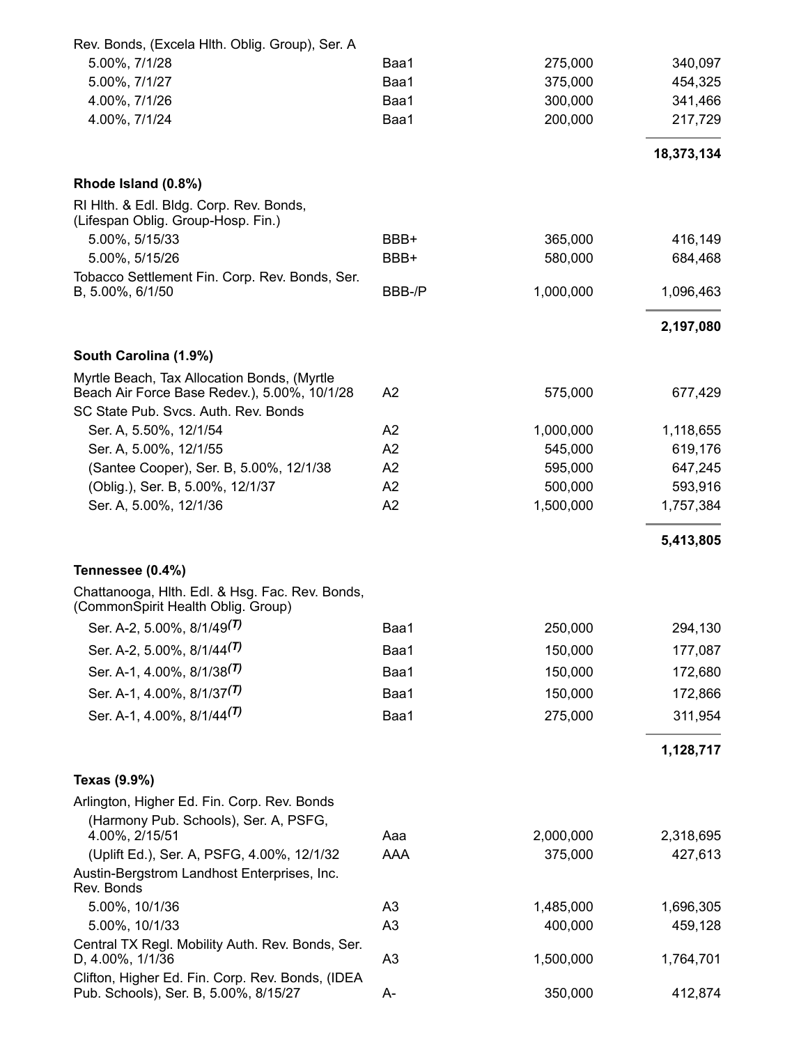| | | | |
|---|---|---|---|
| Rev. Bonds, (Excela Hlth. Oblig. Group), Ser. A | | | |
| 5.00%, 7/1/28 | Baa1 | 275,000 | 340,097 |
| 5.00%, 7/1/27 | Baa1 | 375,000 | 454,325 |
| 4.00%, 7/1/26 | Baa1 | 300,000 | 341,466 |
| 4.00%, 7/1/24 | Baa1 | 200,000 | 217,729 |
| | | | **18,373,134** |
| **Rhode Island (0.8%)** | | | |
| RI Hlth. & Edl. Bldg. Corp. Rev. Bonds, (Lifespan Oblig. Group-Hosp. Fin.) | | | |
| 5.00%, 5/15/33 | BBB+ | 365,000 | 416,149 |
| 5.00%, 5/15/26 | BBB+ | 580,000 | 684,468 |
| Tobacco Settlement Fin. Corp. Rev. Bonds, Ser. B, 5.00%, 6/1/50 | BBB-/P | 1,000,000 | 1,096,463 |
| | | | **2,197,080** |
| **South Carolina (1.9%)** | | | |
| Myrtle Beach, Tax Allocation Bonds, (Myrtle Beach Air Force Base Redev.), 5.00%, 10/1/28 | A2 | 575,000 | 677,429 |
| SC State Pub. Svcs. Auth. Rev. Bonds | | | |
| Ser. A, 5.50%, 12/1/54 | A2 | 1,000,000 | 1,118,655 |
| Ser. A, 5.00%, 12/1/55 | A2 | 545,000 | 619,176 |
| (Santee Cooper), Ser. B, 5.00%, 12/1/38 | A2 | 595,000 | 647,245 |
| (Oblig.), Ser. B, 5.00%, 12/1/37 | A2 | 500,000 | 593,916 |
| Ser. A, 5.00%, 12/1/36 | A2 | 1,500,000 | 1,757,384 |
| | | | **5,413,805** |
| **Tennessee (0.4%)** | | | |
| Chattanooga, Hlth. Edl. & Hsg. Fac. Rev. Bonds, (CommonSpirit Health Oblig. Group) | | | |
| Ser. A-2, 5.00%, 8/1/49 *(T)* | Baa1 | 250,000 | 294,130 |
| Ser. A-2, 5.00%, 8/1/44 *(T)* | Baa1 | 150,000 | 177,087 |
| Ser. A-1, 4.00%, 8/1/38 *(T)* | Baa1 | 150,000 | 172,680 |
| Ser. A-1, 4.00%, 8/1/37 *(T)* | Baa1 | 150,000 | 172,866 |
| Ser. A-1, 4.00%, 8/1/44 *(T)* | Baa1 | 275,000 | 311,954 |
| | | | **1,128,717** |
| **Texas (9.9%)** | | | |
| Arlington, Higher Ed. Fin. Corp. Rev. Bonds | | | |
| (Harmony Pub. Schools), Ser. A, PSFG, 4.00%, 2/15/51 | Aaa | 2,000,000 | 2,318,695 |
| (Uplift Ed.), Ser. A, PSFG, 4.00%, 12/1/32 | AAA | 375,000 | 427,613 |
| Austin-Bergstrom Landhost Enterprises, Inc. Rev. Bonds | | | |
| 5.00%, 10/1/36 | A3 | 1,485,000 | 1,696,305 |
| 5.00%, 10/1/33 | A3 | 400,000 | 459,128 |
| Central TX Regl. Mobility Auth. Rev. Bonds, Ser. D, 4.00%, 1/1/36 | A3 | 1,500,000 | 1,764,701 |
| Clifton, Higher Ed. Fin. Corp. Rev. Bonds, (IDEA Pub. Schools), Ser. B, 5.00%, 8/15/27 | A- | 350,000 | 412,874 |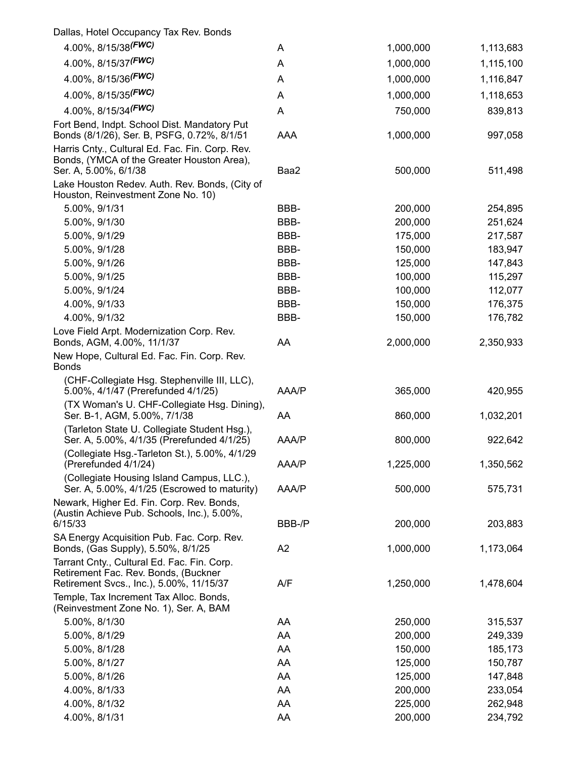| | | | |
|---|---|---|---|
| Dallas, Hotel Occupancy Tax Rev. Bonds | | | |
| 4.00%, 8/15/38 *(FWC)* | A | 1,000,000 | 1,113,683 |
| 4.00%, 8/15/37 *(FWC)* | A | 1,000,000 | 1,115,100 |
| 4.00%, 8/15/36 *(FWC)* | A | 1,000,000 | 1,116,847 |
| 4.00%, 8/15/35 *(FWC)* | A | 1,000,000 | 1,118,653 |
| 4.00%, 8/15/34 *(FWC)* | A | 750,000 | 839,813 |
| Fort Bend, Indpt. School Dist. Mandatory Put Bonds (8/1/26), Ser. B, PSFG, 0.72%, 8/1/51 | AAA | 1,000,000 | 997,058 |
| Harris Cnty., Cultural Ed. Fac. Fin. Corp. Rev. Bonds, (YMCA of the Greater Houston Area), Ser. A, 5.00%, 6/1/38 | Baa2 | 500,000 | 511,498 |
| Lake Houston Redev. Auth. Rev. Bonds, (City of Houston, Reinvestment Zone No. 10) | | | |
| 5.00%, 9/1/31 | BBB- | 200,000 | 254,895 |
| 5.00%, 9/1/30 | BBB- | 200,000 | 251,624 |
| 5.00%, 9/1/29 | BBB- | 175,000 | 217,587 |
| 5.00%, 9/1/28 | BBB- | 150,000 | 183,947 |
| 5.00%, 9/1/26 | BBB- | 125,000 | 147,843 |
| 5.00%, 9/1/25 | BBB- | 100,000 | 115,297 |
| 5.00%, 9/1/24 | BBB- | 100,000 | 112,077 |
| 4.00%, 9/1/33 | BBB- | 150,000 | 176,375 |
| 4.00%, 9/1/32 | BBB- | 150,000 | 176,782 |
| Love Field Arpt. Modernization Corp. Rev. Bonds, AGM, 4.00%, 11/1/37 | AA | 2,000,000 | 2,350,933 |
| New Hope, Cultural Ed. Fac. Fin. Corp. Rev. Bonds | | | |
| (CHF-Collegiate Hsg. Stephenville III, LLC), 5.00%, 4/1/47 (Prerefunded 4/1/25) | AAA/P | 365,000 | 420,955 |
| (TX Woman's U. CHF-Collegiate Hsg. Dining), Ser. B-1, AGM, 5.00%, 7/1/38 | AA | 860,000 | 1,032,201 |
| (Tarleton State U. Collegiate Student Hsg.), Ser. A, 5.00%, 4/1/35 (Prerefunded 4/1/25) | AAA/P | 800,000 | 922,642 |
| (Collegiate Hsg.-Tarleton St.), 5.00%, 4/1/29 (Prerefunded 4/1/24) | AAA/P | 1,225,000 | 1,350,562 |
| (Collegiate Housing Island Campus, LLC.), Ser. A, 5.00%, 4/1/25 (Escrowed to maturity) | AAA/P | 500,000 | 575,731 |
| Newark, Higher Ed. Fin. Corp. Rev. Bonds, (Austin Achieve Pub. Schools, Inc.), 5.00%, 6/15/33 | BBB-/P | 200,000 | 203,883 |
| SA Energy Acquisition Pub. Fac. Corp. Rev. Bonds, (Gas Supply), 5.50%, 8/1/25 | A2 | 1,000,000 | 1,173,064 |
| Tarrant Cnty., Cultural Ed. Fac. Fin. Corp. Retirement Fac. Rev. Bonds, (Buckner Retirement Svcs., Inc.), 5.00%, 11/15/37 | A/F | 1,250,000 | 1,478,604 |
| Temple, Tax Increment Tax Alloc. Bonds, (Reinvestment Zone No. 1), Ser. A, BAM | | | |
| 5.00%, 8/1/30 | AA | 250,000 | 315,537 |
| 5.00%, 8/1/29 | AA | 200,000 | 249,339 |
| 5.00%, 8/1/28 | AA | 150,000 | 185,173 |
| 5.00%, 8/1/27 | AA | 125,000 | 150,787 |
| 5.00%, 8/1/26 | AA | 125,000 | 147,848 |
| 4.00%, 8/1/33 | AA | 200,000 | 233,054 |
| 4.00%, 8/1/32 | AA | 225,000 | 262,948 |
| 4.00%, 8/1/31 | AA | 200,000 | 234,792 |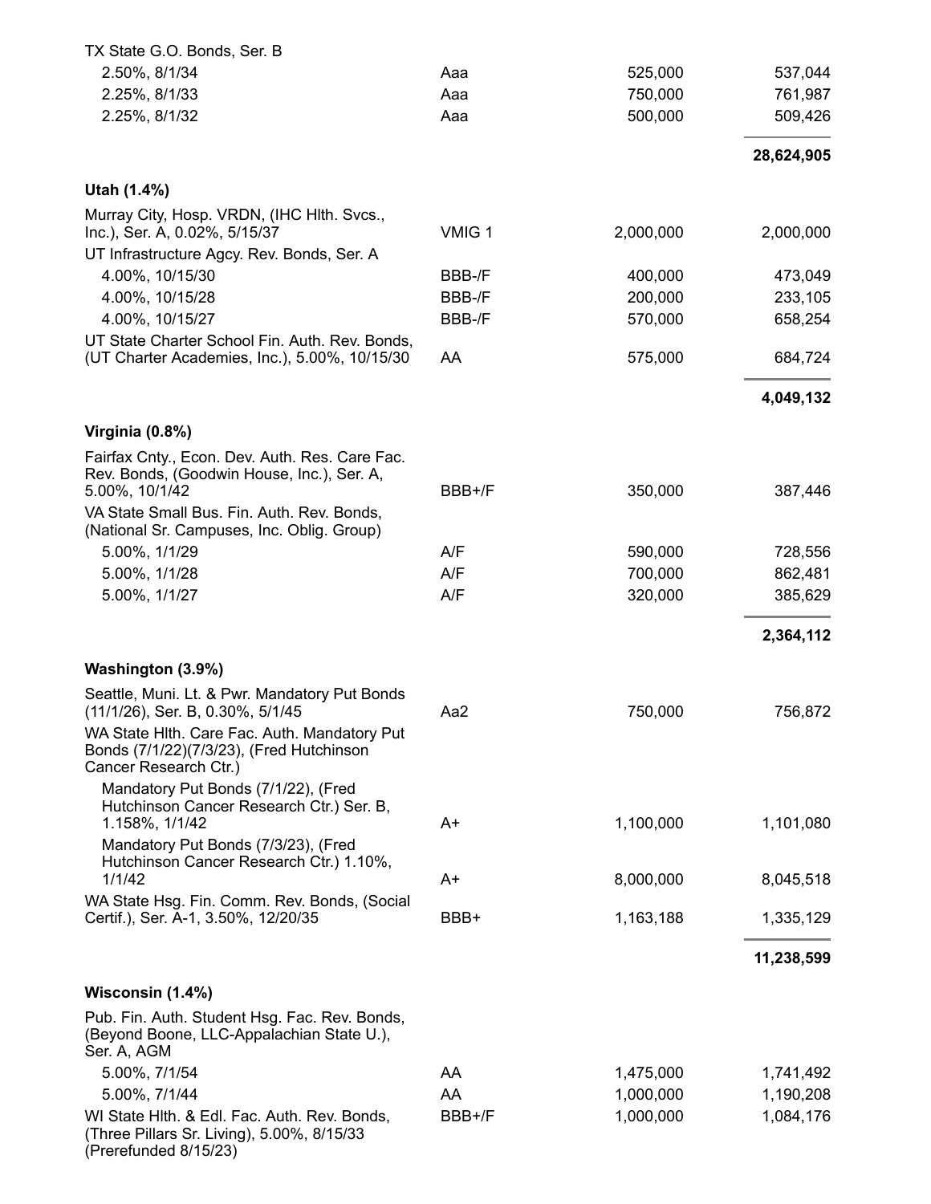| | | | |
|---|---|---|---|
| TX State G.O. Bonds, Ser. B | | | |
| 2.50%, 8/1/34 | Aaa | 525,000 | 537,044 |
| 2.25%, 8/1/33 | Aaa | 750,000 | 761,987 |
| 2.25%, 8/1/32 | Aaa | 500,000 | 509,426 |
| | | | **28,624,905** |
| **Utah (1.4%)** | | | |
| Murray City, Hosp. VRDN, (IHC Hlth. Svcs., Inc.), Ser. A, 0.02%, 5/15/37 | VMIG 1 | 2,000,000 | 2,000,000 |
| UT Infrastructure Agcy. Rev. Bonds, Ser. A | | | |
| 4.00%, 10/15/30 | BBB-/F | 400,000 | 473,049 |
| 4.00%, 10/15/28 | BBB-/F | 200,000 | 233,105 |
| 4.00%, 10/15/27 | BBB-/F | 570,000 | 658,254 |
| UT State Charter School Fin. Auth. Rev. Bonds, (UT Charter Academies, Inc.), 5.00%, 10/15/30 | AA | 575,000 | 684,724 |
| | | | **4,049,132** |
| **Virginia (0.8%)** | | | |
| Fairfax Cnty., Econ. Dev. Auth. Res. Care Fac. Rev. Bonds, (Goodwin House, Inc.), Ser. A, 5.00%, 10/1/42 | BBB+/F | 350,000 | 387,446 |
| VA State Small Bus. Fin. Auth. Rev. Bonds, (National Sr. Campuses, Inc. Oblig. Group) | | | |
| 5.00%, 1/1/29 | A/F | 590,000 | 728,556 |
| 5.00%, 1/1/28 | A/F | 700,000 | 862,481 |
| 5.00%, 1/1/27 | A/F | 320,000 | 385,629 |
| | | | **2,364,112** |
| **Washington (3.9%)** | | | |
| Seattle, Muni. Lt. & Pwr. Mandatory Put Bonds (11/1/26), Ser. B, 0.30%, 5/1/45 | Aa2 | 750,000 | 756,872 |
| WA State Hlth. Care Fac. Auth. Mandatory Put Bonds (7/1/22)(7/3/23), (Fred Hutchinson Cancer Research Ctr.) | | | |
| Mandatory Put Bonds (7/1/22), (Fred Hutchinson Cancer Research Ctr.) Ser. B, 1.158%, 1/1/42 | A+ | 1,100,000 | 1,101,080 |
| Mandatory Put Bonds (7/3/23), (Fred Hutchinson Cancer Research Ctr.) 1.10%, 1/1/42 | A+ | 8,000,000 | 8,045,518 |
| WA State Hsg. Fin. Comm. Rev. Bonds, (Social Certif.), Ser. A-1, 3.50%, 12/20/35 | BBB+ | 1,163,188 | 1,335,129 |
| | | | **11,238,599** |
| **Wisconsin (1.4%)** | | | |
| Pub. Fin. Auth. Student Hsg. Fac. Rev. Bonds, (Beyond Boone, LLC-Appalachian State U.), Ser. A, AGM | | | |
| 5.00%, 7/1/54 | AA | 1,475,000 | 1,741,492 |
| 5.00%, 7/1/44 | AA | 1,000,000 | 1,190,208 |
| WI State Hlth. & Edl. Fac. Auth. Rev. Bonds, (Three Pillars Sr. Living), 5.00%, 8/15/33 (Prerefunded 8/15/23) | BBB+/F | 1,000,000 | 1,084,176 |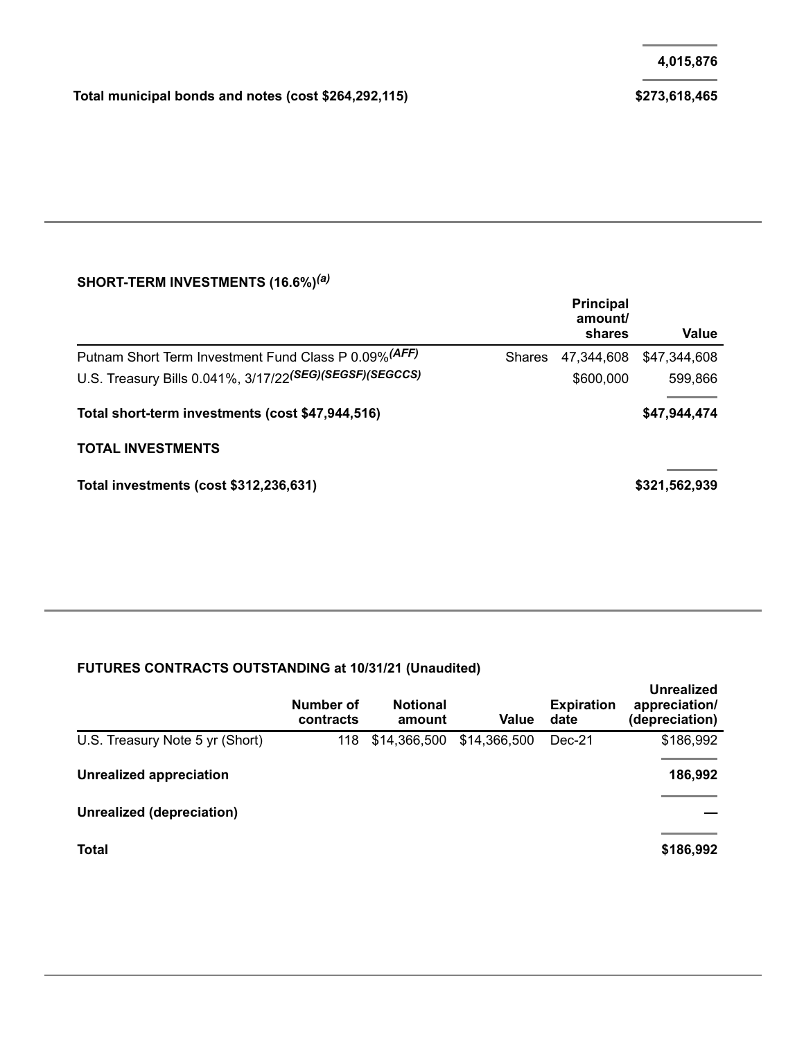| | |
|---|---|
| | 4,015,876 |
| **Total municipal bonds and notes (cost $264,292,115)** | **$273,618,465** |

**SHORT-TERM INVESTMENTS (16.6%)[(a)]**

| | | Principal amount/ shares | Value |
|---|---|---|---|
| Putnam Short Term Investment Fund Class P 0.09%[(AFF)] | Shares | 47,344,608 | $47,344,608 |
| U.S. Treasury Bills 0.041%, 3/17/22[(SEG)(SEGSF)(SEGCCS)] | | $600,000 | 599,866 |
| **Total short-term investments (cost $47,944,516)** | | | **$47,944,474** |
| **TOTAL INVESTMENTS** | | | |
| **Total investments (cost $312,236,631)** | | | **$321,562,939** |

**FUTURES CONTRACTS OUTSTANDING at 10/31/21 (Unaudited)**

| | Number of contracts | Notional amount | Value | Expiration date | Unrealized appreciation/ (depreciation) |
|---|---|---|---|---|---|
| U.S. Treasury Note 5 yr (Short) | 118 | $14,366,500 | $14,366,500 | Dec-21 | $186,992 |
| **Unrealized appreciation** | | | | | **186,992** |
| **Unrealized (depreciation)** | | | | | **—** |
| **Total** | | | | | **$186,992** |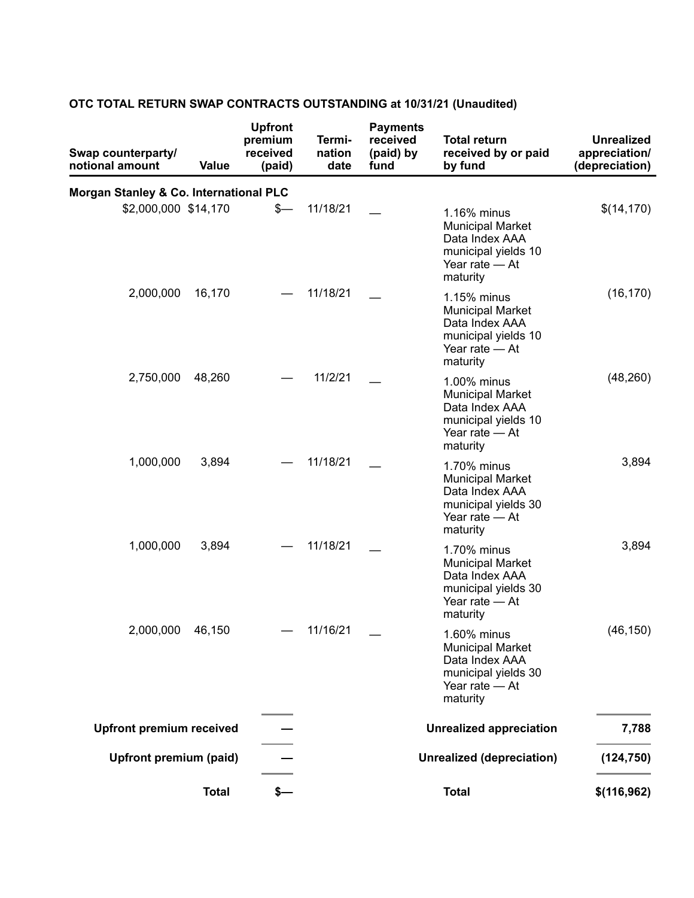**OTC TOTAL RETURN SWAP CONTRACTS OUTSTANDING at 10/31/21 (Unaudited)**

| Swap counterparty/ notional amount | Value | Upfront premium received (paid) | Termination date | Payments received (paid) by fund | Total return received by or paid by fund | Unrealized appreciation/ (depreciation) |
|---|---|---|---|---|---|---|
| **Morgan Stanley & Co. International PLC** | | | | | | |
| $2,000,000 | $14,170 | $— | 11/18/21 | — | 1.16% minus Municipal Market Data Index AAA municipal yields 10 Year rate — At maturity | $(14,170) |
| 2,000,000 | 16,170 | — | 11/18/21 | — | 1.15% minus Municipal Market Data Index AAA municipal yields 10 Year rate — At maturity | (16,170) |
| 2,750,000 | 48,260 | — | 11/2/21 | — | 1.00% minus Municipal Market Data Index AAA municipal yields 10 Year rate — At maturity | (48,260) |
| 1,000,000 | 3,894 | — | 11/18/21 | — | 1.70% minus Municipal Market Data Index AAA municipal yields 30 Year rate — At maturity | 3,894 |
| 1,000,000 | 3,894 | — | 11/18/21 | — | 1.70% minus Municipal Market Data Index AAA municipal yields 30 Year rate — At maturity | 3,894 |
| 2,000,000 | 46,150 | — | 11/16/21 | — | 1.60% minus Municipal Market Data Index AAA municipal yields 30 Year rate — At maturity | (46,150) |
| **Upfront premium received** | | **—** | | | **Unrealized appreciation** | **7,788** |
| **Upfront premium (paid)** | | **—** | | | **Unrealized (depreciation)** | **(124,750)** |
| | **Total** | **$—** | | | **Total** | **$(116,962)** |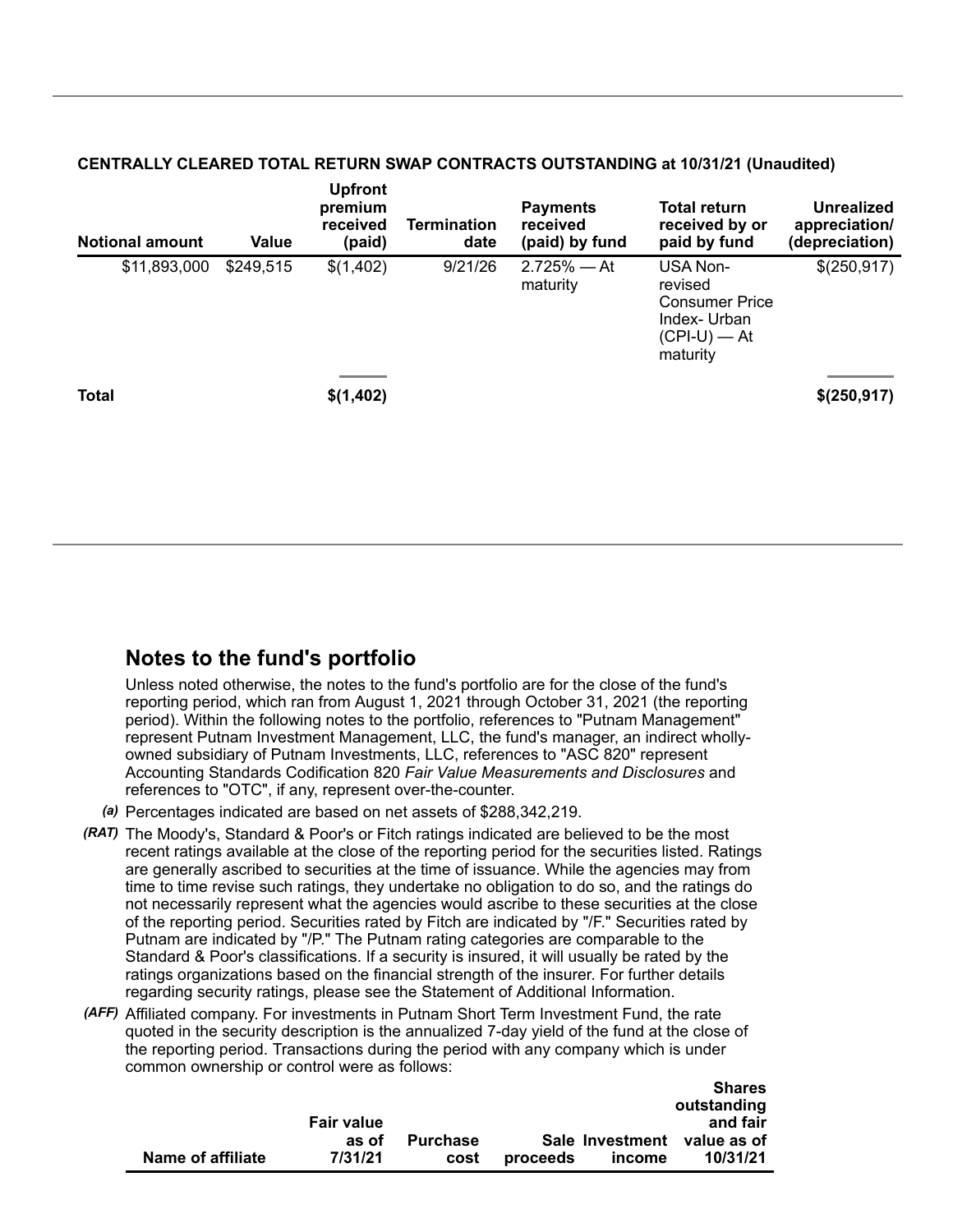**CENTRALLY CLEARED TOTAL RETURN SWAP CONTRACTS OUTSTANDING at 10/31/21 (Unaudited)**

| Notional amount | Value | Upfront premium received (paid) | Termination date | Payments received (paid) by fund | Total return received by or paid by fund | Unrealized appreciation/ (depreciation) |
|---|---|---|---|---|---|---|
| $11,893,000 | $249,515 | $(1,402) | 9/21/26 | 2.725% — At maturity | USA Non-revised Consumer Price Index- Urban (CPI-U) — At maturity | $(250,917) |
| **Total** | | **$(1,402)** | | | | **$(250,917)** |

## Notes to the fund's portfolio

Unless noted otherwise, the notes to the fund's portfolio are for the close of the fund's reporting period, which ran from August 1, 2021 through October 31, 2021 (the reporting period). Within the following notes to the portfolio, references to "Putnam Management" represent Putnam Investment Management, LLC, the fund's manager, an indirect wholly-owned subsidiary of Putnam Investments, LLC, references to "ASC 820" represent Accounting Standards Codification 820 *Fair Value Measurements and Disclosures* and references to "OTC", if any, represent over-the-counter.

*(a)* Percentages indicated are based on net assets of $288,342,219.

*(RAT)* The Moody's, Standard & Poor's or Fitch ratings indicated are believed to be the most recent ratings available at the close of the reporting period for the securities listed. Ratings are generally ascribed to securities at the time of issuance. While the agencies may from time to time revise such ratings, they undertake no obligation to do so, and the ratings do not necessarily represent what the agencies would ascribe to these securities at the close of the reporting period. Securities rated by Fitch are indicated by "/F." Securities rated by Putnam are indicated by "/P." The Putnam rating categories are comparable to the Standard & Poor's classifications. If a security is insured, it will usually be rated by the ratings organizations based on the financial strength of the insurer. For further details regarding security ratings, please see the Statement of Additional Information.

*(AFF)* Affiliated company. For investments in Putnam Short Term Investment Fund, the rate quoted in the security description is the annualized 7-day yield of the fund at the close of the reporting period. Transactions during the period with any company which is under common ownership or control were as follows:

| Name of affiliate | Fair value as of 7/31/21 | Purchase cost | Sale proceeds | Investment income | Shares outstanding and fair value as of 10/31/21 |
|---|---|---|---|---|---|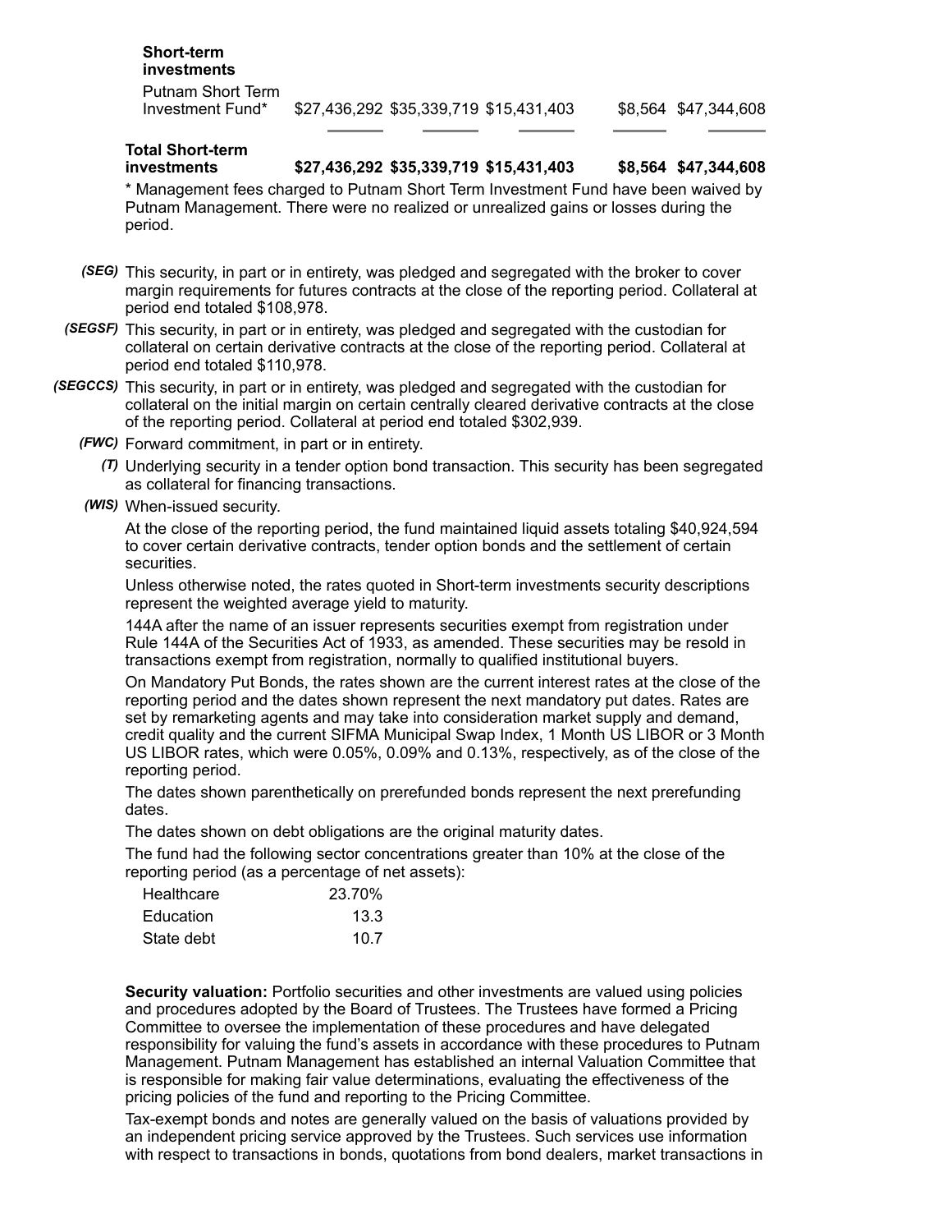| | | | | | |
|---|---|---|---|---|---|
| **Short-term investments** | | | | | |
| Putnam Short Term Investment Fund* | $27,436,292 | $35,339,719 | $15,431,403 | $8,564 | $47,344,608 |
| **Total Short-term investments** | **$27,436,292** | **$35,339,719** | **$15,431,403** | **$8,564** | **$47,344,608** |

* Management fees charged to Putnam Short Term Investment Fund have been waived by Putnam Management. There were no realized or unrealized gains or losses during the period.

*(SEG)* This security, in part or in entirety, was pledged and segregated with the broker to cover margin requirements for futures contracts at the close of the reporting period. Collateral at period end totaled $108,978.

*(SEGSF)* This security, in part or in entirety, was pledged and segregated with the custodian for collateral on certain derivative contracts at the close of the reporting period. Collateral at period end totaled $110,978.

*(SEGCCS)* This security, in part or in entirety, was pledged and segregated with the custodian for collateral on the initial margin on certain centrally cleared derivative contracts at the close of the reporting period. Collateral at period end totaled $302,939.

*(FWC)* Forward commitment, in part or in entirety.

*(T)* Underlying security in a tender option bond transaction. This security has been segregated as collateral for financing transactions.

*(WIS)* When-issued security.

At the close of the reporting period, the fund maintained liquid assets totaling $40,924,594 to cover certain derivative contracts, tender option bonds and the settlement of certain securities.

Unless otherwise noted, the rates quoted in Short-term investments security descriptions represent the weighted average yield to maturity.

144A after the name of an issuer represents securities exempt from registration under Rule 144A of the Securities Act of 1933, as amended. These securities may be resold in transactions exempt from registration, normally to qualified institutional buyers.

On Mandatory Put Bonds, the rates shown are the current interest rates at the close of the reporting period and the dates shown represent the next mandatory put dates. Rates are set by remarketing agents and may take into consideration market supply and demand, credit quality and the current SIFMA Municipal Swap Index, 1 Month US LIBOR or 3 Month US LIBOR rates, which were 0.05%, 0.09% and 0.13%, respectively, as of the close of the reporting period.

The dates shown parenthetically on prerefunded bonds represent the next prerefunding dates.

The dates shown on debt obligations are the original maturity dates.

The fund had the following sector concentrations greater than 10% at the close of the reporting period (as a percentage of net assets):

| | |
|---|---|
| Healthcare | 23.70% |
| Education | 13.3 |
| State debt | 10.7 |

**Security valuation:** Portfolio securities and other investments are valued using policies and procedures adopted by the Board of Trustees. The Trustees have formed a Pricing Committee to oversee the implementation of these procedures and have delegated responsibility for valuing the fund's assets in accordance with these procedures to Putnam Management. Putnam Management has established an internal Valuation Committee that is responsible for making fair value determinations, evaluating the effectiveness of the pricing policies of the fund and reporting to the Pricing Committee.

Tax-exempt bonds and notes are generally valued on the basis of valuations provided by an independent pricing service approved by the Trustees. Such services use information with respect to transactions in bonds, quotations from bond dealers, market transactions in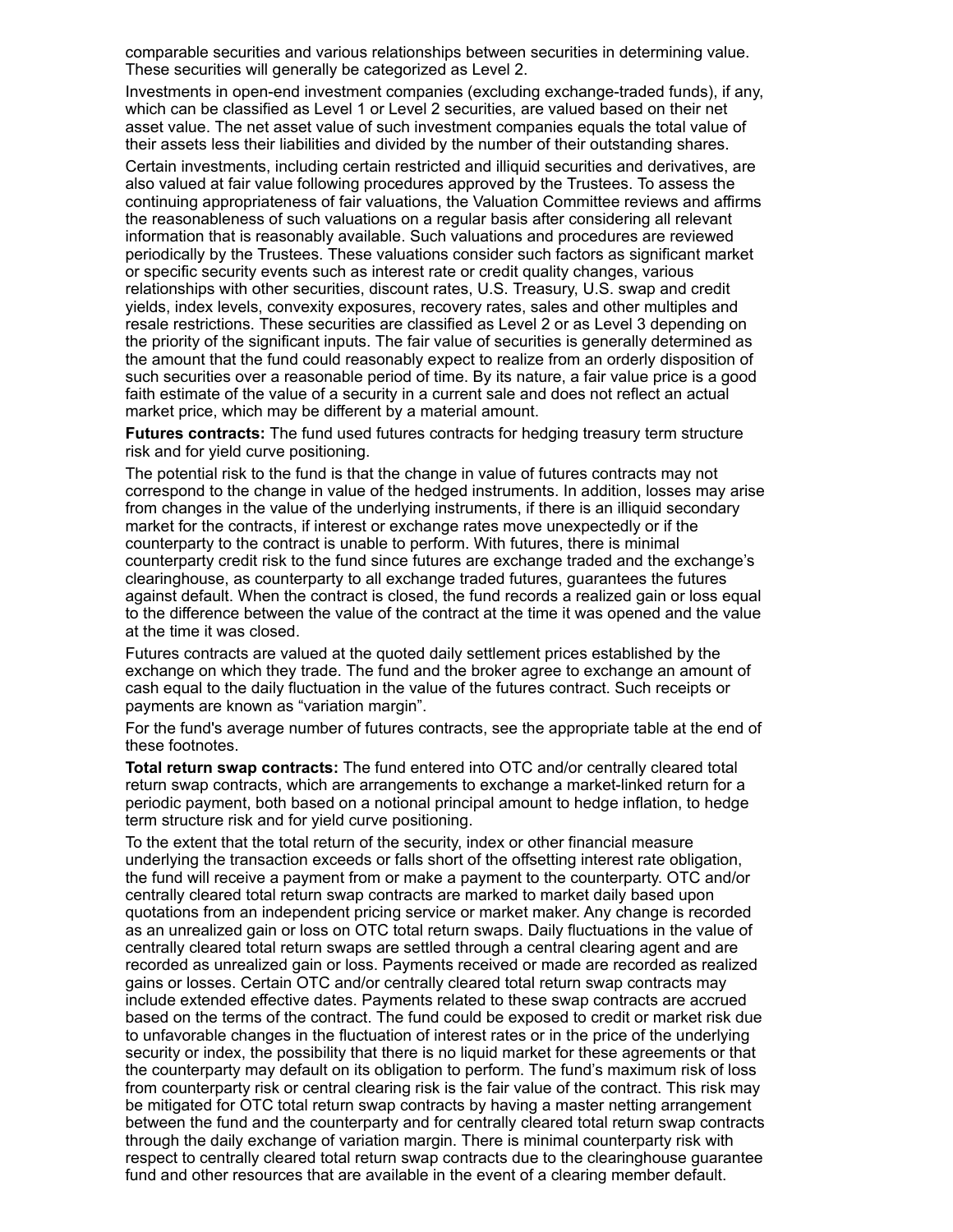comparable securities and various relationships between securities in determining value. These securities will generally be categorized as Level 2.

Investments in open-end investment companies (excluding exchange-traded funds), if any, which can be classified as Level 1 or Level 2 securities, are valued based on their net asset value. The net asset value of such investment companies equals the total value of their assets less their liabilities and divided by the number of their outstanding shares.

Certain investments, including certain restricted and illiquid securities and derivatives, are also valued at fair value following procedures approved by the Trustees. To assess the continuing appropriateness of fair valuations, the Valuation Committee reviews and affirms the reasonableness of such valuations on a regular basis after considering all relevant information that is reasonably available. Such valuations and procedures are reviewed periodically by the Trustees. These valuations consider such factors as significant market or specific security events such as interest rate or credit quality changes, various relationships with other securities, discount rates, U.S. Treasury, U.S. swap and credit yields, index levels, convexity exposures, recovery rates, sales and other multiples and resale restrictions. These securities are classified as Level 2 or as Level 3 depending on the priority of the significant inputs. The fair value of securities is generally determined as the amount that the fund could reasonably expect to realize from an orderly disposition of such securities over a reasonable period of time. By its nature, a fair value price is a good faith estimate of the value of a security in a current sale and does not reflect an actual market price, which may be different by a material amount.

**Futures contracts:** The fund used futures contracts for hedging treasury term structure risk and for yield curve positioning.

The potential risk to the fund is that the change in value of futures contracts may not correspond to the change in value of the hedged instruments. In addition, losses may arise from changes in the value of the underlying instruments, if there is an illiquid secondary market for the contracts, if interest or exchange rates move unexpectedly or if the counterparty to the contract is unable to perform. With futures, there is minimal counterparty credit risk to the fund since futures are exchange traded and the exchange's clearinghouse, as counterparty to all exchange traded futures, guarantees the futures against default. When the contract is closed, the fund records a realized gain or loss equal to the difference between the value of the contract at the time it was opened and the value at the time it was closed.

Futures contracts are valued at the quoted daily settlement prices established by the exchange on which they trade. The fund and the broker agree to exchange an amount of cash equal to the daily fluctuation in the value of the futures contract. Such receipts or payments are known as "variation margin".

For the fund's average number of futures contracts, see the appropriate table at the end of these footnotes.

**Total return swap contracts:** The fund entered into OTC and/or centrally cleared total return swap contracts, which are arrangements to exchange a market-linked return for a periodic payment, both based on a notional principal amount to hedge inflation, to hedge term structure risk and for yield curve positioning.

To the extent that the total return of the security, index or other financial measure underlying the transaction exceeds or falls short of the offsetting interest rate obligation, the fund will receive a payment from or make a payment to the counterparty. OTC and/or centrally cleared total return swap contracts are marked to market daily based upon quotations from an independent pricing service or market maker. Any change is recorded as an unrealized gain or loss on OTC total return swaps. Daily fluctuations in the value of centrally cleared total return swaps are settled through a central clearing agent and are recorded as unrealized gain or loss. Payments received or made are recorded as realized gains or losses. Certain OTC and/or centrally cleared total return swap contracts may include extended effective dates. Payments related to these swap contracts are accrued based on the terms of the contract. The fund could be exposed to credit or market risk due to unfavorable changes in the fluctuation of interest rates or in the price of the underlying security or index, the possibility that there is no liquid market for these agreements or that the counterparty may default on its obligation to perform. The fund's maximum risk of loss from counterparty risk or central clearing risk is the fair value of the contract. This risk may be mitigated for OTC total return swap contracts by having a master netting arrangement between the fund and the counterparty and for centrally cleared total return swap contracts through the daily exchange of variation margin. There is minimal counterparty risk with respect to centrally cleared total return swap contracts due to the clearinghouse guarantee fund and other resources that are available in the event of a clearing member default.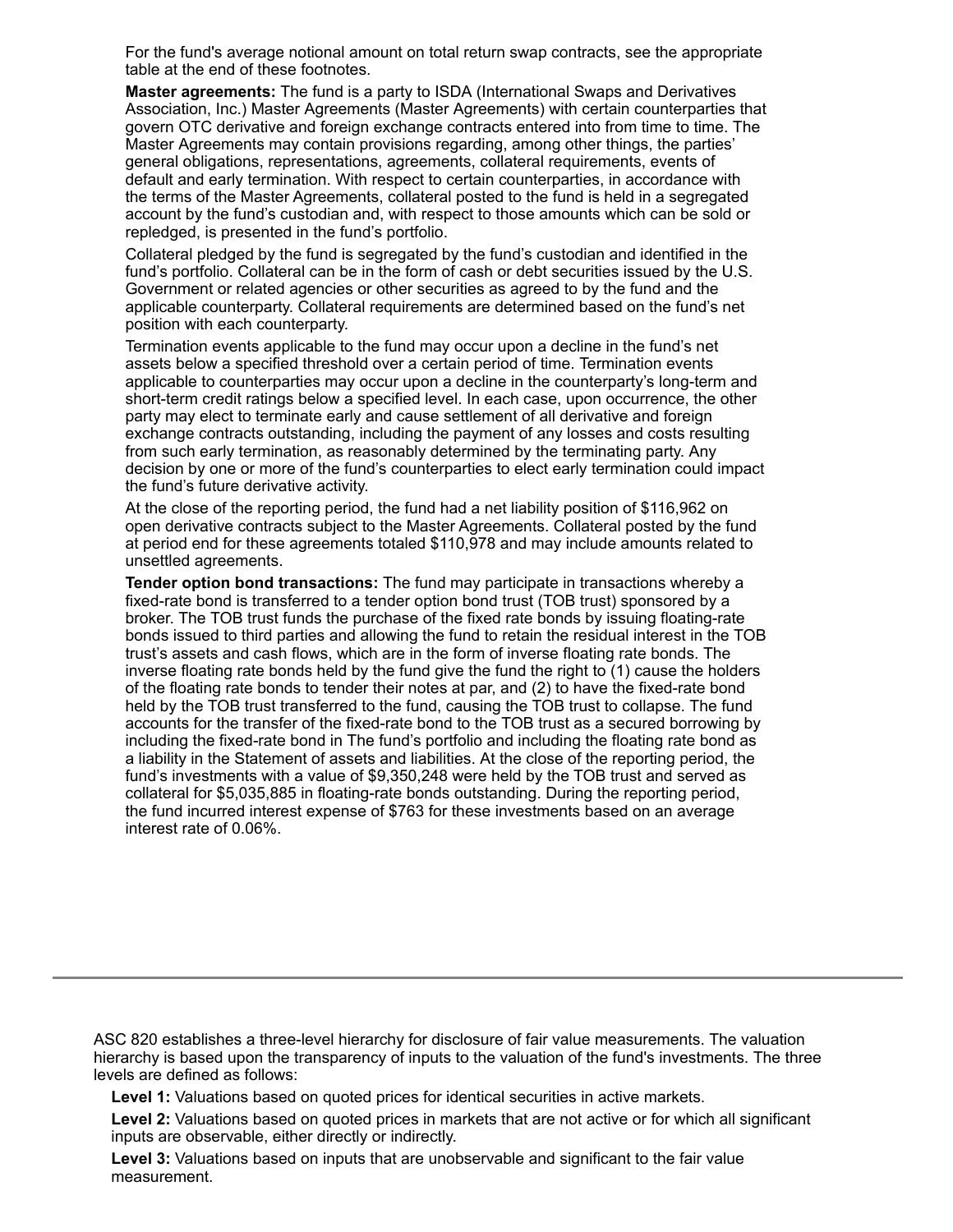For the fund's average notional amount on total return swap contracts, see the appropriate table at the end of these footnotes.

**Master agreements:** The fund is a party to ISDA (International Swaps and Derivatives Association, Inc.) Master Agreements (Master Agreements) with certain counterparties that govern OTC derivative and foreign exchange contracts entered into from time to time. The Master Agreements may contain provisions regarding, among other things, the parties' general obligations, representations, agreements, collateral requirements, events of default and early termination. With respect to certain counterparties, in accordance with the terms of the Master Agreements, collateral posted to the fund is held in a segregated account by the fund's custodian and, with respect to those amounts which can be sold or repledged, is presented in the fund's portfolio.

Collateral pledged by the fund is segregated by the fund's custodian and identified in the fund's portfolio. Collateral can be in the form of cash or debt securities issued by the U.S. Government or related agencies or other securities as agreed to by the fund and the applicable counterparty. Collateral requirements are determined based on the fund's net position with each counterparty.

Termination events applicable to the fund may occur upon a decline in the fund's net assets below a specified threshold over a certain period of time. Termination events applicable to counterparties may occur upon a decline in the counterparty's long-term and short-term credit ratings below a specified level. In each case, upon occurrence, the other party may elect to terminate early and cause settlement of all derivative and foreign exchange contracts outstanding, including the payment of any losses and costs resulting from such early termination, as reasonably determined by the terminating party. Any decision by one or more of the fund's counterparties to elect early termination could impact the fund's future derivative activity.

At the close of the reporting period, the fund had a net liability position of $116,962 on open derivative contracts subject to the Master Agreements. Collateral posted by the fund at period end for these agreements totaled $110,978 and may include amounts related to unsettled agreements.

**Tender option bond transactions:** The fund may participate in transactions whereby a fixed-rate bond is transferred to a tender option bond trust (TOB trust) sponsored by a broker. The TOB trust funds the purchase of the fixed rate bonds by issuing floating-rate bonds issued to third parties and allowing the fund to retain the residual interest in the TOB trust's assets and cash flows, which are in the form of inverse floating rate bonds. The inverse floating rate bonds held by the fund give the fund the right to (1) cause the holders of the floating rate bonds to tender their notes at par, and (2) to have the fixed-rate bond held by the TOB trust transferred to the fund, causing the TOB trust to collapse. The fund accounts for the transfer of the fixed-rate bond to the TOB trust as a secured borrowing by including the fixed-rate bond in The fund's portfolio and including the floating rate bond as a liability in the Statement of assets and liabilities. At the close of the reporting period, the fund's investments with a value of $9,350,248 were held by the TOB trust and served as collateral for $5,035,885 in floating-rate bonds outstanding. During the reporting period, the fund incurred interest expense of $763 for these investments based on an average interest rate of 0.06%.

---

ASC 820 establishes a three-level hierarchy for disclosure of fair value measurements. The valuation hierarchy is based upon the transparency of inputs to the valuation of the fund's investments. The three levels are defined as follows:

**Level 1:** Valuations based on quoted prices for identical securities in active markets.

**Level 2:** Valuations based on quoted prices in markets that are not active or for which all significant inputs are observable, either directly or indirectly.

**Level 3:** Valuations based on inputs that are unobservable and significant to the fair value measurement.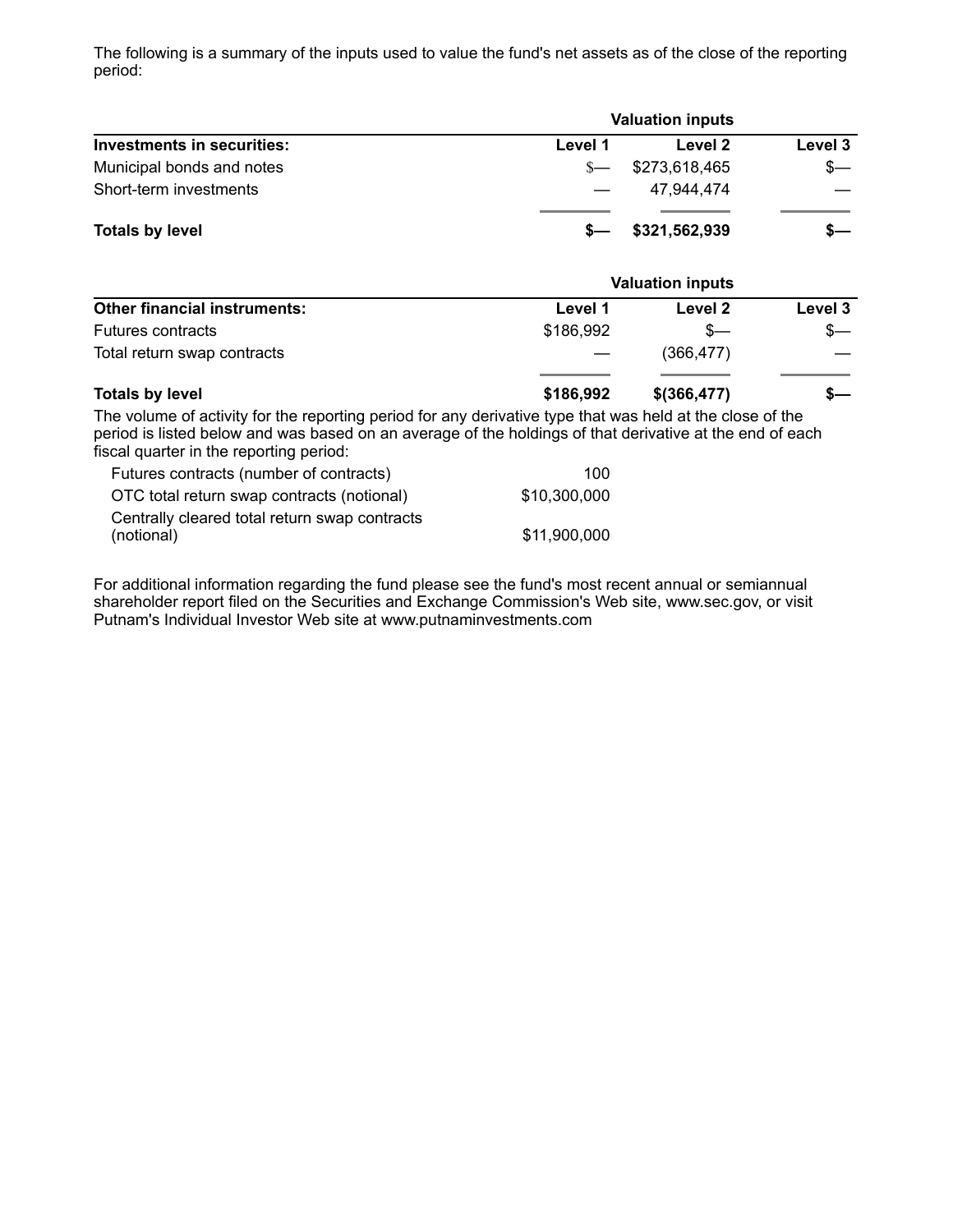The following is a summary of the inputs used to value the fund's net assets as of the close of the reporting period:

| | Valuation inputs | | |
|---|---|---|---|
| **Investments in securities:** | **Level 1** | **Level 2** | **Level 3** |
| Municipal bonds and notes | $— | $273,618,465 | $— |
| Short-term investments | — | 47,944,474 | — |
| **Totals by level** | **$—** | **$321,562,939** | **$—** |

| | Valuation inputs | | |
|---|---|---|---|
| **Other financial instruments:** | **Level 1** | **Level 2** | **Level 3** |
| Futures contracts | $186,992 | $— | $— |
| Total return swap contracts | — | (366,477) | — |
| **Totals by level** | **$186,992** | **$(366,477)** | **$—** |

The volume of activity for the reporting period for any derivative type that was held at the close of the period is listed below and was based on an average of the holdings of that derivative at the end of each fiscal quarter in the reporting period:

| | |
|---|---|
| Futures contracts (number of contracts) | 100 |
| OTC total return swap contracts (notional) | $10,300,000 |
| Centrally cleared total return swap contracts (notional) | $11,900,000 |

For additional information regarding the fund please see the fund's most recent annual or semiannual shareholder report filed on the Securities and Exchange Commission's Web site, www.sec.gov, or visit Putnam's Individual Investor Web site at www.putnaminvestments.com